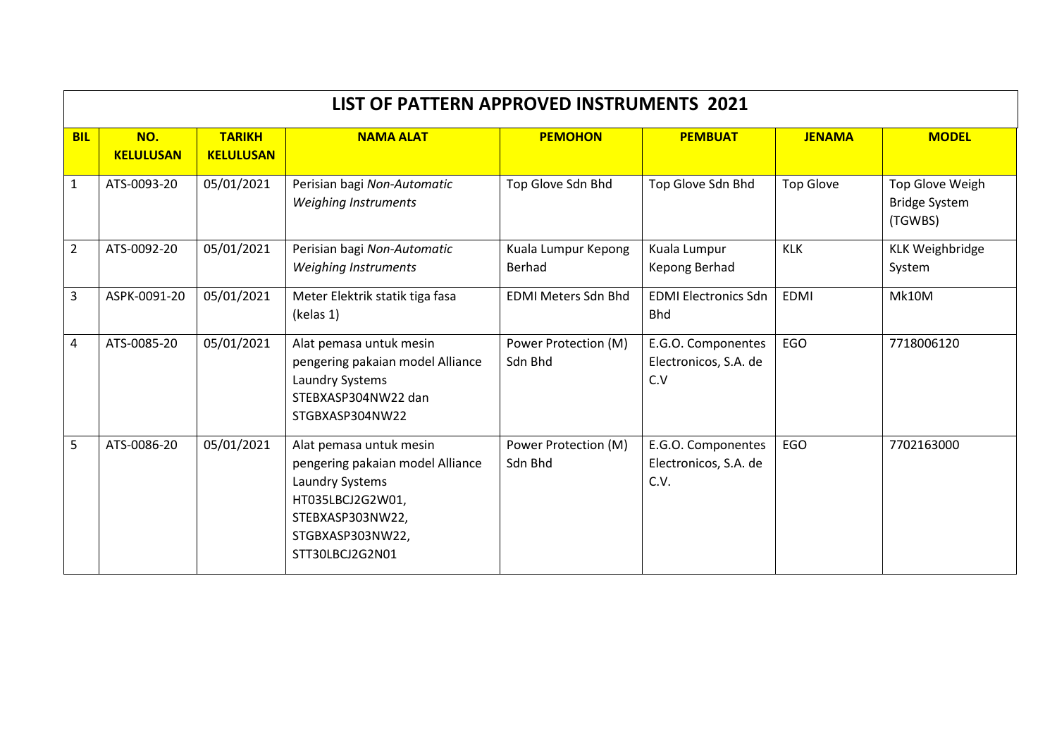# LIST OF PATTERN APPROVED INSTRUMENTS 2021

| BIL | NO. KELULUSAN | TARIKH KELULUSAN | NAMA ALAT | PEMOHON | PEMBUAT | JENAMA | MODEL |
|---|---|---|---|---|---|---|---|
| 1 | ATS-0093-20 | 05/01/2021 | Perisian bagi *Non-Automatic Weighing Instruments* | Top Glove Sdn Bhd | Top Glove Sdn Bhd | Top Glove | Top Glove Weigh Bridge System (TGWBS) |
| 2 | ATS-0092-20 | 05/01/2021 | Perisian bagi *Non-Automatic Weighing Instruments* | Kuala Lumpur Kepong Berhad | Kuala Lumpur Kepong Berhad | KLK | KLK Weighbridge System |
| 3 | ASPK-0091-20 | 05/01/2021 | Meter Elektrik statik tiga fasa (kelas 1) | EDMI Meters Sdn Bhd | EDMI Electronics Sdn Bhd | EDMI | Mk10M |
| 4 | ATS-0085-20 | 05/01/2021 | Alat pemasa untuk mesin pengering pakaian model Alliance Laundry Systems STEBXASP304NW22 dan STGBXASP304NW22 | Power Protection (M) Sdn Bhd | E.G.O. Componentes Electronicos, S.A. de C.V | EGO | 7718006120 |
| 5 | ATS-0086-20 | 05/01/2021 | Alat pemasa untuk mesin pengering pakaian model Alliance Laundry Systems HT035LBCJ2G2W01, STEBXASP303NW22, STGBXASP303NW22, STT30LBCJ2G2N01 | Power Protection (M) Sdn Bhd | E.G.O. Componentes Electronicos, S.A. de C.V. | EGO | 7702163000 |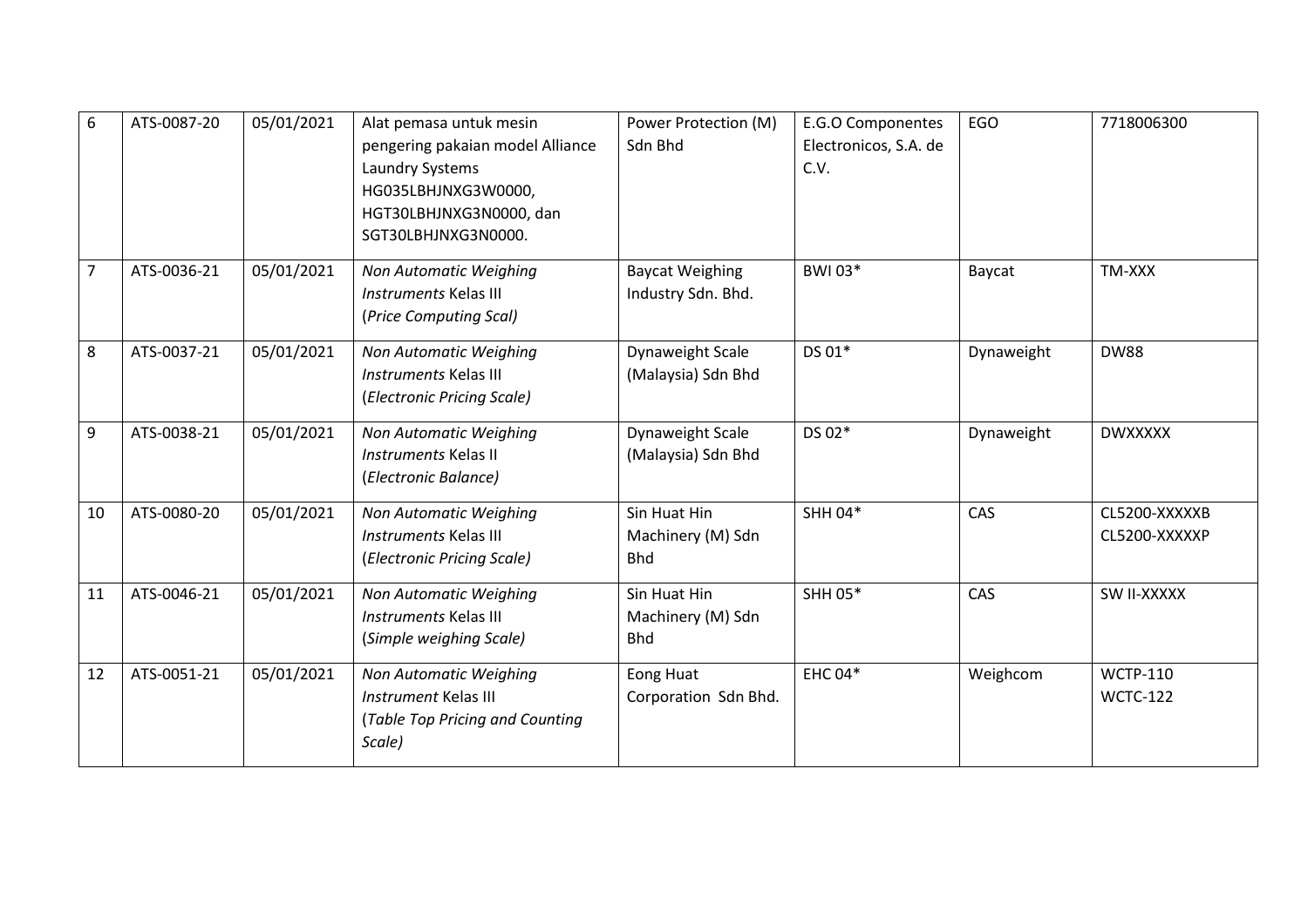| 6 | ATS-0087-20 | 05/01/2021 | Alat pemasa untuk mesin pengering pakaian model Alliance Laundry Systems HG035LBHJNXG3W0000, HGT30LBHJNXG3N0000, dan SGT30LBHJNXG3N0000. | Power Protection (M) Sdn Bhd | E.G.O Componentes Electronicos, S.A. de C.V. | EGO | 7718006300 |
|---|---|---|---|---|---|---|---|
| 7 | ATS-0036-21 | 05/01/2021 | *Non Automatic Weighing Instruments* Kelas III (*Price Computing Scal)* | Baycat Weighing Industry Sdn. Bhd. | BWI 03* | Baycat | TM-XXX |
| 8 | ATS-0037-21 | 05/01/2021 | *Non Automatic Weighing Instruments* Kelas III (*Electronic Pricing Scale)* | Dynaweight Scale (Malaysia) Sdn Bhd | DS 01* | Dynaweight | DW88 |
| 9 | ATS-0038-21 | 05/01/2021 | *Non Automatic Weighing Instruments* Kelas II (*Electronic Balance)* | Dynaweight Scale (Malaysia) Sdn Bhd | DS 02* | Dynaweight | DWXXXXX |
| 10 | ATS-0080-20 | 05/01/2021 | *Non Automatic Weighing Instruments* Kelas III (*Electronic Pricing Scale)* | Sin Huat Hin Machinery (M) Sdn Bhd | SHH 04* | CAS | CL5200-XXXXXB CL5200-XXXXXP |
| 11 | ATS-0046-21 | 05/01/2021 | *Non Automatic Weighing Instruments* Kelas III (*Simple weighing Scale)* | Sin Huat Hin Machinery (M) Sdn Bhd | SHH 05* | CAS | SW II-XXXXX |
| 12 | ATS-0051-21 | 05/01/2021 | *Non Automatic Weighing Instrument* Kelas III (*Table Top Pricing and Counting Scale)* | Eong Huat Corporation Sdn Bhd. | EHC 04* | Weighcom | WCTP-110 WCTC-122 |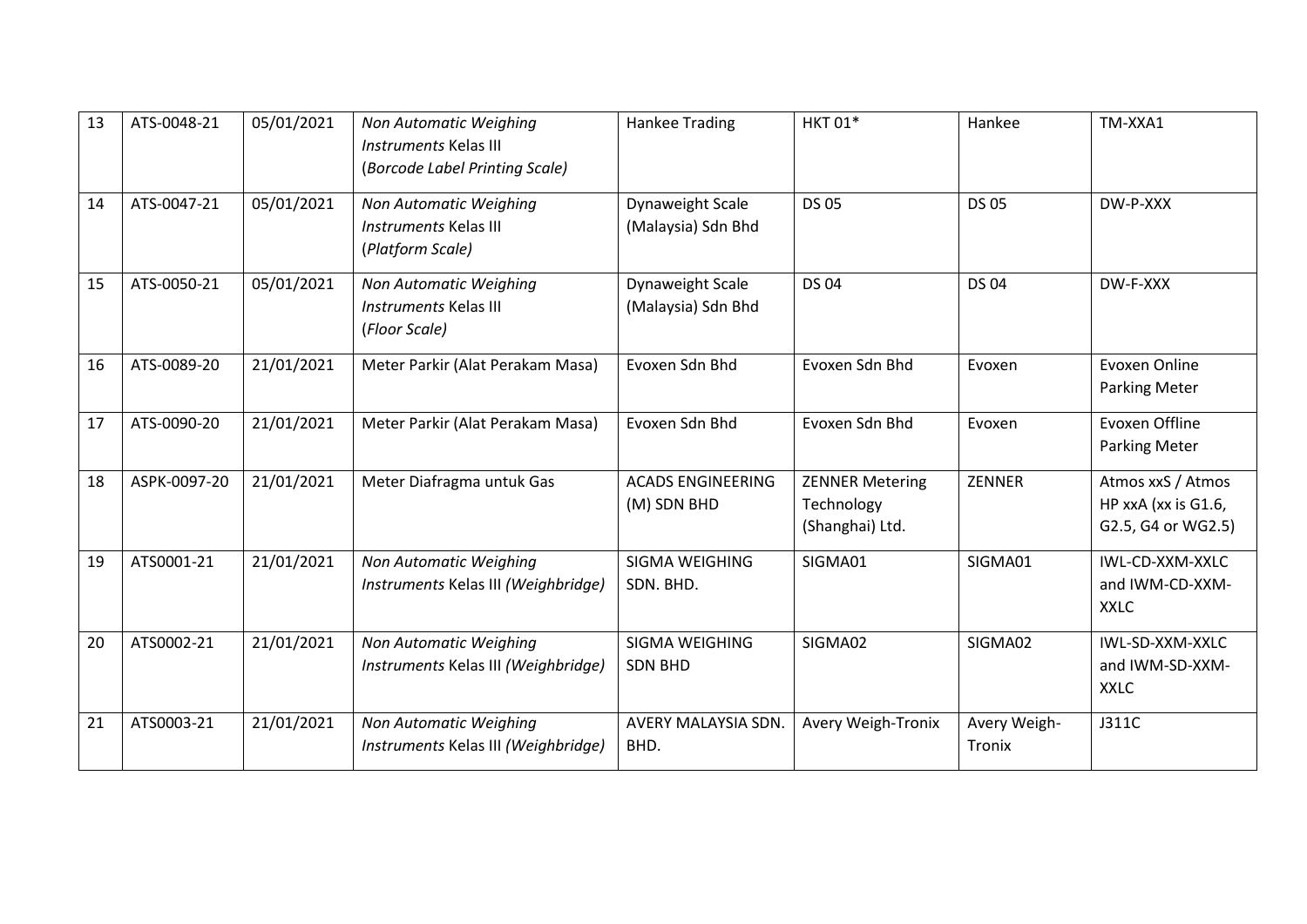| 13 | ATS-0048-21 | 05/01/2021 | *Non Automatic Weighing Instruments* Kelas III (*Borcode Label Printing Scale)* | Hankee Trading | HKT 01* | Hankee | TM-XXA1 |
|---|---|---|---|---|---|---|---|
| 14 | ATS-0047-21 | 05/01/2021 | *Non Automatic Weighing Instruments* Kelas III (*Platform Scale)* | Dynaweight Scale (Malaysia) Sdn Bhd | DS 05 | DS 05 | DW-P-XXX |
| 15 | ATS-0050-21 | 05/01/2021 | *Non Automatic Weighing Instruments* Kelas III (*Floor Scale)* | Dynaweight Scale (Malaysia) Sdn Bhd | DS 04 | DS 04 | DW-F-XXX |
| 16 | ATS-0089-20 | 21/01/2021 | Meter Parkir (Alat Perakam Masa) | Evoxen Sdn Bhd | Evoxen Sdn Bhd | Evoxen | Evoxen Online Parking Meter |
| 17 | ATS-0090-20 | 21/01/2021 | Meter Parkir (Alat Perakam Masa) | Evoxen Sdn Bhd | Evoxen Sdn Bhd | Evoxen | Evoxen Offline Parking Meter |
| 18 | ASPK-0097-20 | 21/01/2021 | Meter Diafragma untuk Gas | ACADS ENGINEERING (M) SDN BHD | ZENNER Metering Technology (Shanghai) Ltd. | ZENNER | Atmos xxS / Atmos HP xxA (xx is G1.6, G2.5, G4 or WG2.5) |
| 19 | ATS0001-21 | 21/01/2021 | *Non Automatic Weighing Instruments* Kelas III *(Weighbridge)* | SIGMA WEIGHING SDN. BHD. | SIGMA01 | SIGMA01 | IWL-CD-XXM-XXLC and IWM-CD-XXM-XXLC |
| 20 | ATS0002-21 | 21/01/2021 | *Non Automatic Weighing Instruments* Kelas III *(Weighbridge)* | SIGMA WEIGHING SDN BHD | SIGMA02 | SIGMA02 | IWL-SD-XXM-XXLC and IWM-SD-XXM-XXLC |
| 21 | ATS0003-21 | 21/01/2021 | *Non Automatic Weighing Instruments* Kelas III *(Weighbridge)* | AVERY MALAYSIA SDN. BHD. | Avery Weigh-Tronix | Avery Weigh-Tronix | J311C |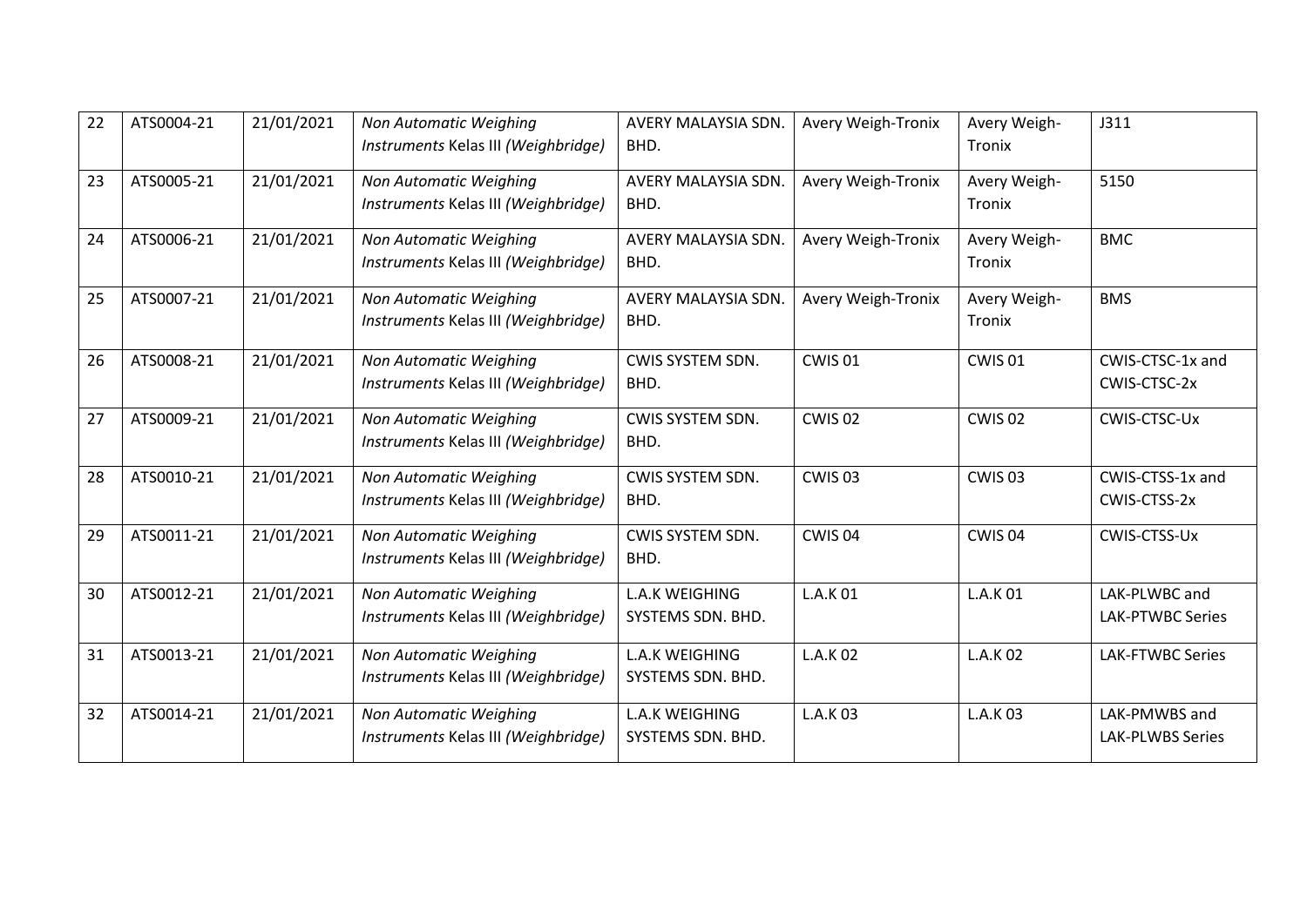| 22 | ATS0004-21 | 21/01/2021 | *Non Automatic Weighing Instruments* Kelas III *(Weighbridge)* | AVERY MALAYSIA SDN. BHD. | Avery Weigh-Tronix | Avery Weigh-Tronix | J311 |
|---|---|---|---|---|---|---|---|
| 23 | ATS0005-21 | 21/01/2021 | *Non Automatic Weighing Instruments* Kelas III *(Weighbridge)* | AVERY MALAYSIA SDN. BHD. | Avery Weigh-Tronix | Avery Weigh-Tronix | 5150 |
| 24 | ATS0006-21 | 21/01/2021 | *Non Automatic Weighing Instruments* Kelas III *(Weighbridge)* | AVERY MALAYSIA SDN. BHD. | Avery Weigh-Tronix | Avery Weigh-Tronix | BMC |
| 25 | ATS0007-21 | 21/01/2021 | *Non Automatic Weighing Instruments* Kelas III *(Weighbridge)* | AVERY MALAYSIA SDN. BHD. | Avery Weigh-Tronix | Avery Weigh-Tronix | BMS |
| 26 | ATS0008-21 | 21/01/2021 | *Non Automatic Weighing Instruments* Kelas III *(Weighbridge)* | CWIS SYSTEM SDN. BHD. | CWIS 01 | CWIS 01 | CWIS-CTSC-1x and CWIS-CTSC-2x |
| 27 | ATS0009-21 | 21/01/2021 | *Non Automatic Weighing Instruments* Kelas III *(Weighbridge)* | CWIS SYSTEM SDN. BHD. | CWIS 02 | CWIS 02 | CWIS-CTSC-Ux |
| 28 | ATS0010-21 | 21/01/2021 | *Non Automatic Weighing Instruments* Kelas III *(Weighbridge)* | CWIS SYSTEM SDN. BHD. | CWIS 03 | CWIS 03 | CWIS-CTSS-1x and CWIS-CTSS-2x |
| 29 | ATS0011-21 | 21/01/2021 | *Non Automatic Weighing Instruments* Kelas III *(Weighbridge)* | CWIS SYSTEM SDN. BHD. | CWIS 04 | CWIS 04 | CWIS-CTSS-Ux |
| 30 | ATS0012-21 | 21/01/2021 | *Non Automatic Weighing Instruments* Kelas III *(Weighbridge)* | L.A.K WEIGHING SYSTEMS SDN. BHD. | L.A.K 01 | L.A.K 01 | LAK-PLWBC and LAK-PTWBC Series |
| 31 | ATS0013-21 | 21/01/2021 | *Non Automatic Weighing Instruments* Kelas III *(Weighbridge)* | L.A.K WEIGHING SYSTEMS SDN. BHD. | L.A.K 02 | L.A.K 02 | LAK-FTWBC Series |
| 32 | ATS0014-21 | 21/01/2021 | *Non Automatic Weighing Instruments* Kelas III *(Weighbridge)* | L.A.K WEIGHING SYSTEMS SDN. BHD. | L.A.K 03 | L.A.K 03 | LAK-PMWBS and LAK-PLWBS Series |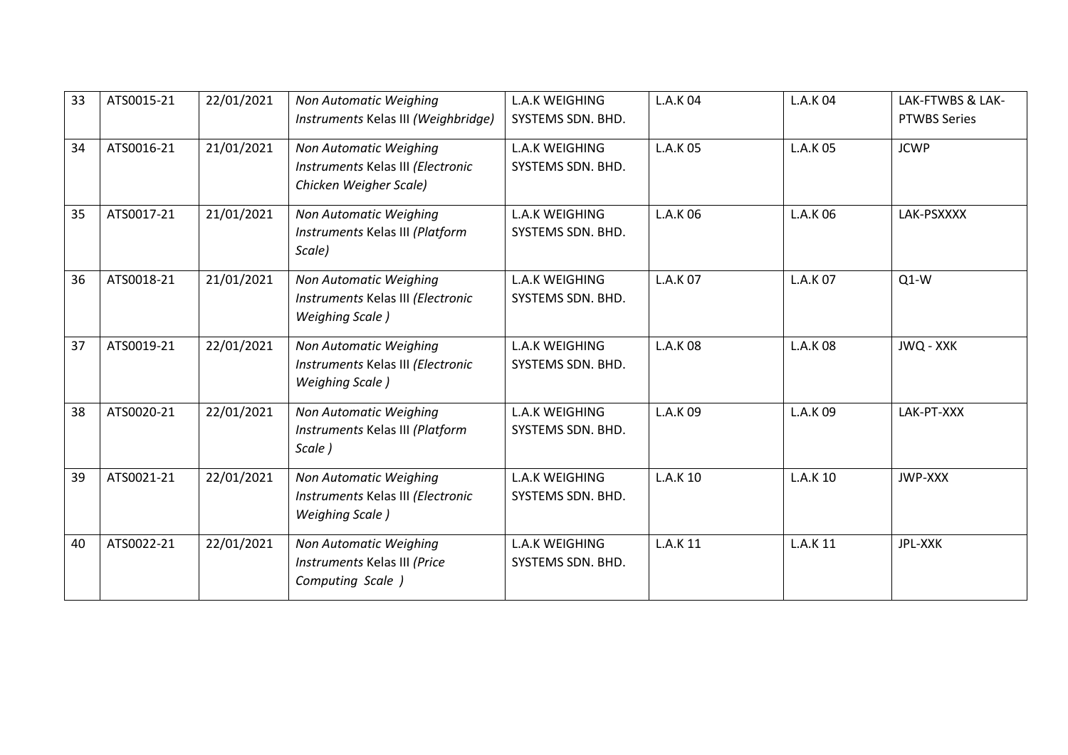| 33 | ATS0015-21 | 22/01/2021 | *Non Automatic Weighing Instruments* Kelas III *(Weighbridge)* | L.A.K WEIGHING SYSTEMS SDN. BHD. | L.A.K 04 | L.A.K 04 | LAK-FTWBS & LAK-PTWBS Series |
|---|---|---|---|---|---|---|---|
| 34 | ATS0016-21 | 21/01/2021 | *Non Automatic Weighing Instruments* Kelas III *(Electronic Chicken Weigher Scale)* | L.A.K WEIGHING SYSTEMS SDN. BHD. | L.A.K 05 | L.A.K 05 | JCWP |
| 35 | ATS0017-21 | 21/01/2021 | *Non Automatic Weighing Instruments* Kelas III *(Platform Scale)* | L.A.K WEIGHING SYSTEMS SDN. BHD. | L.A.K 06 | L.A.K 06 | LAK-PSXXXX |
| 36 | ATS0018-21 | 21/01/2021 | *Non Automatic Weighing Instruments* Kelas III *(Electronic Weighing Scale )* | L.A.K WEIGHING SYSTEMS SDN. BHD. | L.A.K 07 | L.A.K 07 | Q1-W |
| 37 | ATS0019-21 | 22/01/2021 | *Non Automatic Weighing Instruments* Kelas III *(Electronic Weighing Scale )* | L.A.K WEIGHING SYSTEMS SDN. BHD. | L.A.K 08 | L.A.K 08 | JWQ - XXK |
| 38 | ATS0020-21 | 22/01/2021 | *Non Automatic Weighing Instruments* Kelas III *(Platform Scale )* | L.A.K WEIGHING SYSTEMS SDN. BHD. | L.A.K 09 | L.A.K 09 | LAK-PT-XXX |
| 39 | ATS0021-21 | 22/01/2021 | *Non Automatic Weighing Instruments* Kelas III *(Electronic Weighing Scale )* | L.A.K WEIGHING SYSTEMS SDN. BHD. | L.A.K 10 | L.A.K 10 | JWP-XXX |
| 40 | ATS0022-21 | 22/01/2021 | *Non Automatic Weighing Instruments* Kelas III *(Price Computing Scale )* | L.A.K WEIGHING SYSTEMS SDN. BHD. | L.A.K 11 | L.A.K 11 | JPL-XXK |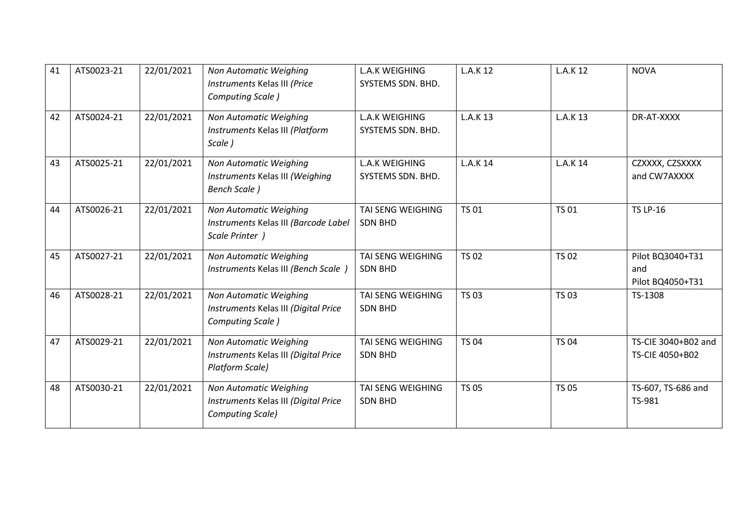| 41 | ATS0023-21 | 22/01/2021 | *Non Automatic Weighing Instruments* Kelas III *(Price Computing Scale )* | L.A.K WEIGHING SYSTEMS SDN. BHD. | L.A.K 12 | L.A.K 12 | NOVA |
|---|---|---|---|---|---|---|---|
| 42 | ATS0024-21 | 22/01/2021 | *Non Automatic Weighing Instruments* Kelas III *(Platform Scale )* | L.A.K WEIGHING SYSTEMS SDN. BHD. | L.A.K 13 | L.A.K 13 | DR-AT-XXXX |
| 43 | ATS0025-21 | 22/01/2021 | *Non Automatic Weighing Instruments* Kelas III *(Weighing Bench Scale )* | L.A.K WEIGHING SYSTEMS SDN. BHD. | L.A.K 14 | L.A.K 14 | CZXXXX, CZSXXXX and CW7AXXXX |
| 44 | ATS0026-21 | 22/01/2021 | *Non Automatic Weighing Instruments* Kelas III *(Barcode Label Scale Printer )* | TAI SENG WEIGHING SDN BHD | TS 01 | TS 01 | TS LP-16 |
| 45 | ATS0027-21 | 22/01/2021 | *Non Automatic Weighing Instruments* Kelas III *(Bench Scale )* | TAI SENG WEIGHING SDN BHD | TS 02 | TS 02 | Pilot BQ3040+T31 and Pilot BQ4050+T31 |
| 46 | ATS0028-21 | 22/01/2021 | *Non Automatic Weighing Instruments* Kelas III *(Digital Price Computing Scale )* | TAI SENG WEIGHING SDN BHD | TS 03 | TS 03 | TS-1308 |
| 47 | ATS0029-21 | 22/01/2021 | *Non Automatic Weighing Instruments* Kelas III *(Digital Price Platform Scale)* | TAI SENG WEIGHING SDN BHD | TS 04 | TS 04 | TS-CIE 3040+B02 and TS-CIE 4050+B02 |
| 48 | ATS0030-21 | 22/01/2021 | *Non Automatic Weighing Instruments* Kelas III *(Digital Price Computing Scale)* | TAI SENG WEIGHING SDN BHD | TS 05 | TS 05 | TS-607, TS-686 and TS-981 |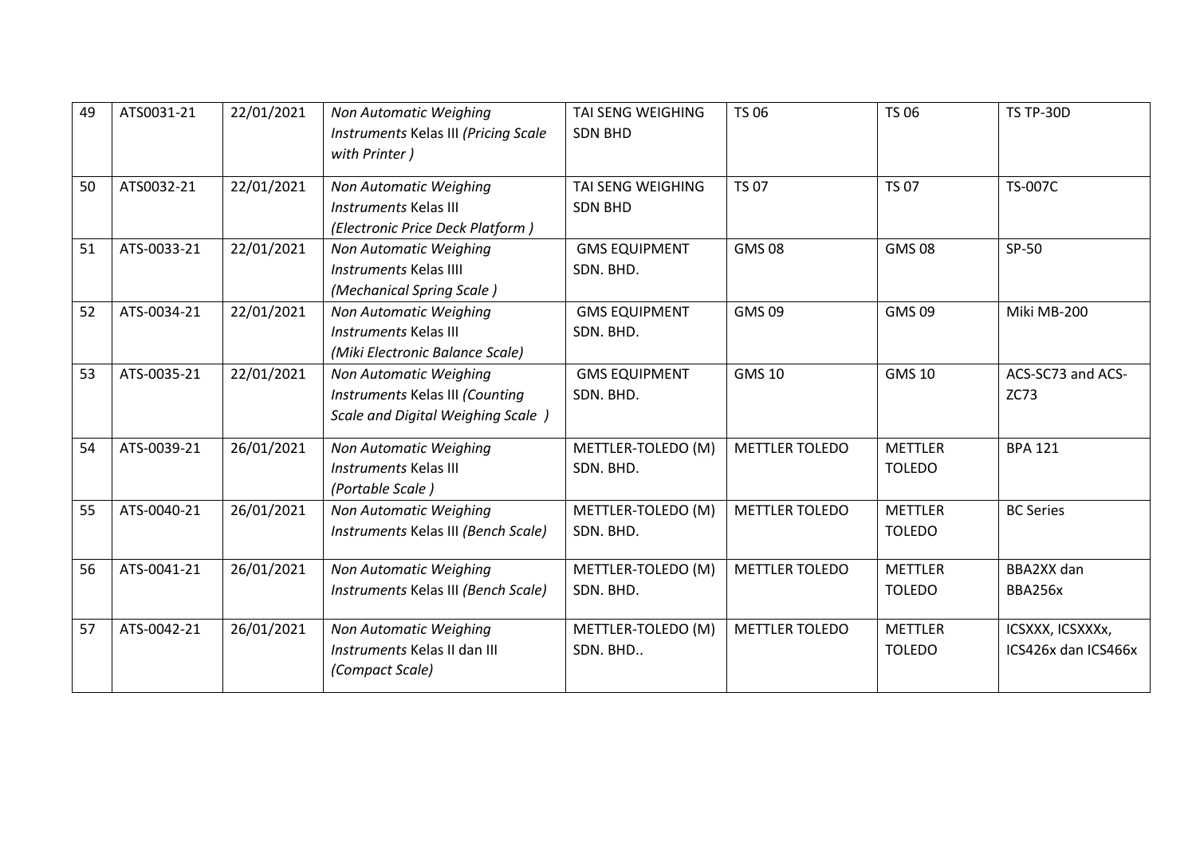| 49 | ATS0031-21 | 22/01/2021 | *Non Automatic Weighing Instruments* Kelas III *(Pricing Scale with Printer )* | TAI SENG WEIGHING SDN BHD | TS 06 | TS 06 | TS TP-30D |
|---|---|---|---|---|---|---|---|
| 50 | ATS0032-21 | 22/01/2021 | *Non Automatic Weighing Instruments* Kelas III *(Electronic Price Deck Platform )* | TAI SENG WEIGHING SDN BHD | TS 07 | TS 07 | TS-007C |
| 51 | ATS-0033-21 | 22/01/2021 | *Non Automatic Weighing Instruments* Kelas IIII *(Mechanical Spring Scale )* | GMS EQUIPMENT SDN. BHD. | GMS 08 | GMS 08 | SP-50 |
| 52 | ATS-0034-21 | 22/01/2021 | *Non Automatic Weighing Instruments* Kelas III *(Miki Electronic Balance Scale)* | GMS EQUIPMENT SDN. BHD. | GMS 09 | GMS 09 | Miki MB-200 |
| 53 | ATS-0035-21 | 22/01/2021 | *Non Automatic Weighing Instruments* Kelas III *(Counting Scale and Digital Weighing Scale )* | GMS EQUIPMENT SDN. BHD. | GMS 10 | GMS 10 | ACS-SC73 and ACS-ZC73 |
| 54 | ATS-0039-21 | 26/01/2021 | *Non Automatic Weighing Instruments* Kelas III *(Portable Scale )* | METTLER-TOLEDO (M) SDN. BHD. | METTLER TOLEDO | METTLER TOLEDO | BPA 121 |
| 55 | ATS-0040-21 | 26/01/2021 | *Non Automatic Weighing Instruments* Kelas III *(Bench Scale)* | METTLER-TOLEDO (M) SDN. BHD. | METTLER TOLEDO | METTLER TOLEDO | BC Series |
| 56 | ATS-0041-21 | 26/01/2021 | *Non Automatic Weighing Instruments* Kelas III *(Bench Scale)* | METTLER-TOLEDO (M) SDN. BHD. | METTLER TOLEDO | METTLER TOLEDO | BBA2XX dan BBA256x |
| 57 | ATS-0042-21 | 26/01/2021 | *Non Automatic Weighing Instruments* Kelas II dan III *(Compact Scale)* | METTLER-TOLEDO (M) SDN. BHD.. | METTLER TOLEDO | METTLER TOLEDO | ICSXXX, ICSXXXx, ICS426x dan ICS466x |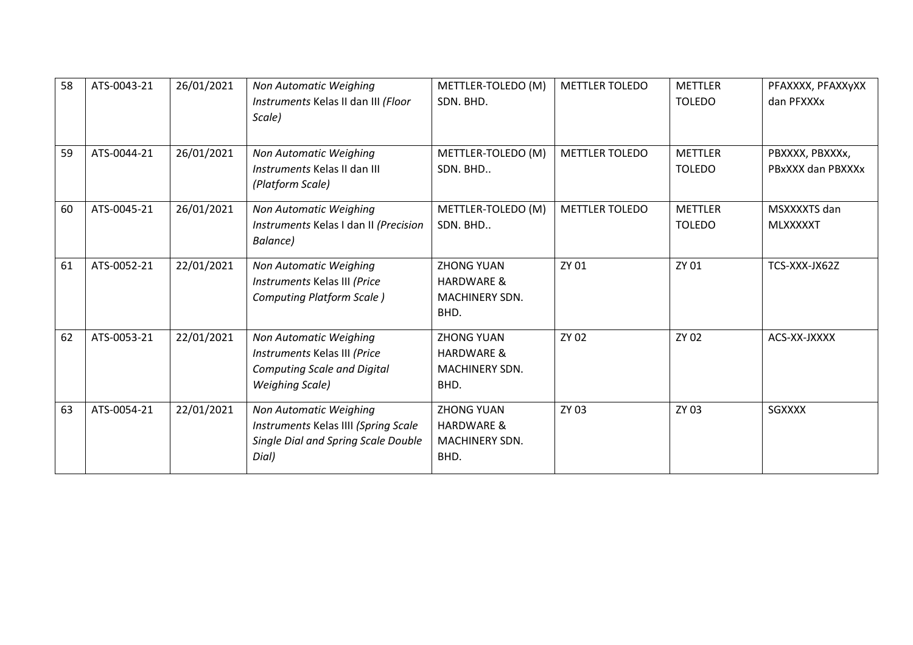| 58 | ATS-0043-21 | 26/01/2021 | *Non Automatic Weighing Instruments* Kelas II dan III *(Floor Scale)* | METTLER-TOLEDO (M) SDN. BHD. | METTLER TOLEDO | METTLER TOLEDO | PFAXXXX, PFAXXyXX dan PFXXXx |
|---|---|---|---|---|---|---|---|
| 59 | ATS-0044-21 | 26/01/2021 | *Non Automatic Weighing Instruments* Kelas II dan III *(Platform Scale)* | METTLER-TOLEDO (M) SDN. BHD.. | METTLER TOLEDO | METTLER TOLEDO | PBXXXX, PBXXXx, PBxXXX dan PBXXXx |
| 60 | ATS-0045-21 | 26/01/2021 | *Non Automatic Weighing Instruments* Kelas I dan II *(Precision Balance)* | METTLER-TOLEDO (M) SDN. BHD.. | METTLER TOLEDO | METTLER TOLEDO | MSXXXXTS dan MLXXXXXT |
| 61 | ATS-0052-21 | 22/01/2021 | *Non Automatic Weighing Instruments* Kelas III *(Price Computing Platform Scale )* | ZHONG YUAN HARDWARE & MACHINERY SDN. BHD. | ZY 01 | ZY 01 | TCS-XXX-JX62Z |
| 62 | ATS-0053-21 | 22/01/2021 | *Non Automatic Weighing Instruments* Kelas III *(Price Computing Scale and Digital Weighing Scale)* | ZHONG YUAN HARDWARE & MACHINERY SDN. BHD. | ZY 02 | ZY 02 | ACS-XX-JXXXX |
| 63 | ATS-0054-21 | 22/01/2021 | *Non Automatic Weighing Instruments* Kelas IIII *(Spring Scale Single Dial and Spring Scale Double Dial)* | ZHONG YUAN HARDWARE & MACHINERY SDN. BHD. | ZY 03 | ZY 03 | SGXXXX |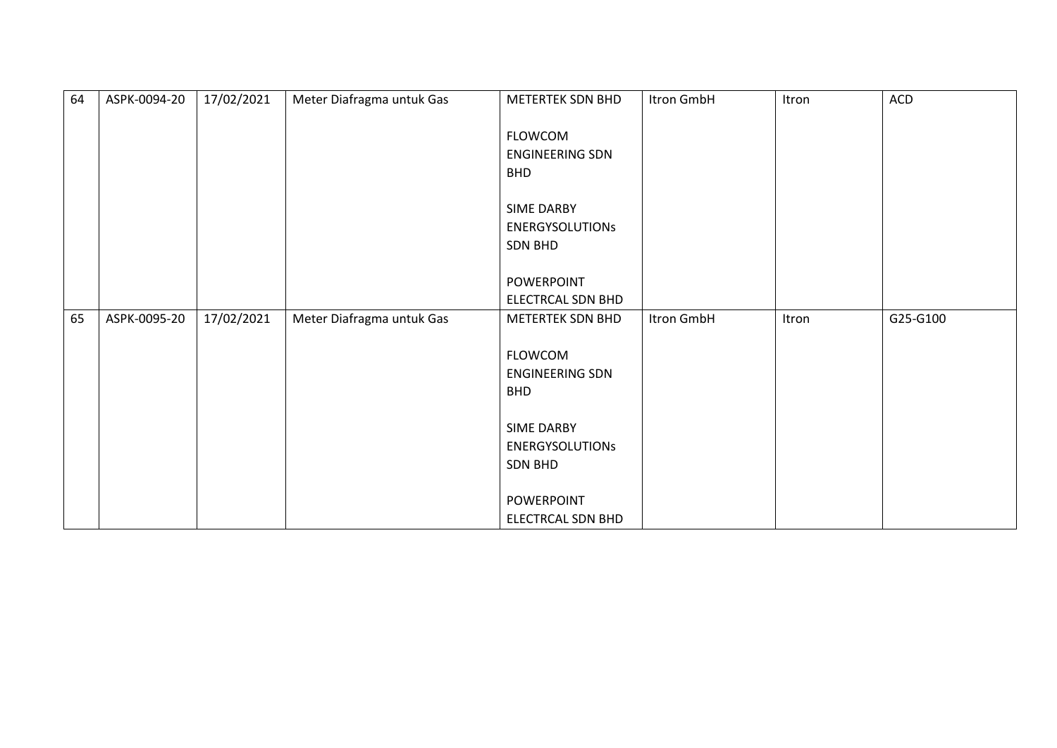| 64 | ASPK-0094-20 | 17/02/2021 | Meter Diafragma untuk Gas | METERTEK SDN BHD<br><br>FLOWCOM ENGINEERING SDN BHD<br><br>SIME DARBY ENERGYSOLUTIONs SDN BHD<br><br>POWERPOINT ELECTRCAL SDN BHD | Itron GmbH | Itron | ACD |
|---|---|---|---|---|---|---|---|
| 65 | ASPK-0095-20 | 17/02/2021 | Meter Diafragma untuk Gas | METERTEK SDN BHD<br><br>FLOWCOM ENGINEERING SDN BHD<br><br>SIME DARBY ENERGYSOLUTIONs SDN BHD<br><br>POWERPOINT ELECTRCAL SDN BHD | Itron GmbH | Itron | G25-G100 |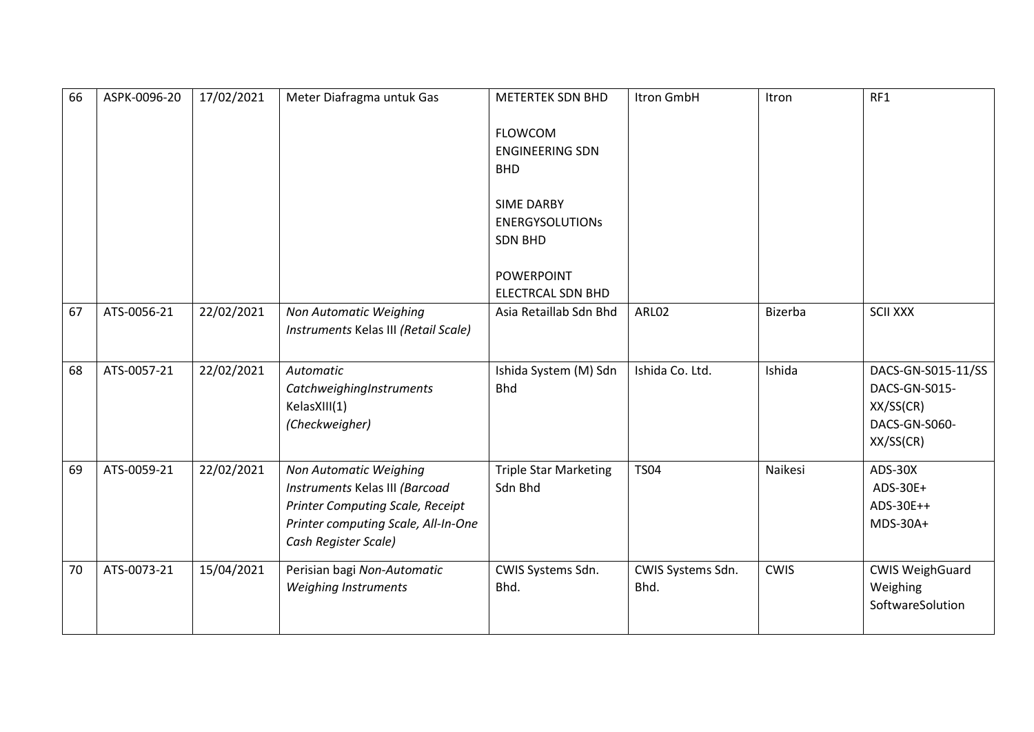| 66 | ASPK-0096-20 | 17/02/2021 | Meter Diafragma untuk Gas | METERTEK SDN BHD<br><br>FLOWCOM ENGINEERING SDN BHD<br><br>SIME DARBY ENERGYSOLUTIONs SDN BHD<br><br>POWERPOINT ELECTRCAL SDN BHD | Itron GmbH | Itron | RF1 |
|---|---|---|---|---|---|---|---|
| 67 | ATS-0056-21 | 22/02/2021 | *Non Automatic Weighing Instruments* Kelas III *(Retail Scale)* | Asia Retaillab Sdn Bhd | ARL02 | Bizerba | SCII XXX |
| 68 | ATS-0057-21 | 22/02/2021 | *Automatic CatchweighingInstruments* KelasXIII(1) *(Checkweigher)* | Ishida System (M) Sdn Bhd | Ishida Co. Ltd. | Ishida | DACS-GN-S015-11/SS<br>DACS-GN-S015-XX/SS(CR)<br>DACS-GN-S060-XX/SS(CR) |
| 69 | ATS-0059-21 | 22/02/2021 | *Non Automatic Weighing Instruments* Kelas III *(Barcoad Printer Computing Scale, Receipt Printer computing Scale, All-In-One Cash Register Scale)* | Triple Star Marketing Sdn Bhd | TS04 | Naikesi | ADS-30X<br>ADS-30E+<br>ADS-30E++<br>MDS-30A+ |
| 70 | ATS-0073-21 | 15/04/2021 | Perisian bagi *Non-Automatic Weighing Instruments* | CWIS Systems Sdn. Bhd. | CWIS Systems Sdn. Bhd. | CWIS | CWIS WeighGuard Weighing SoftwareSolution |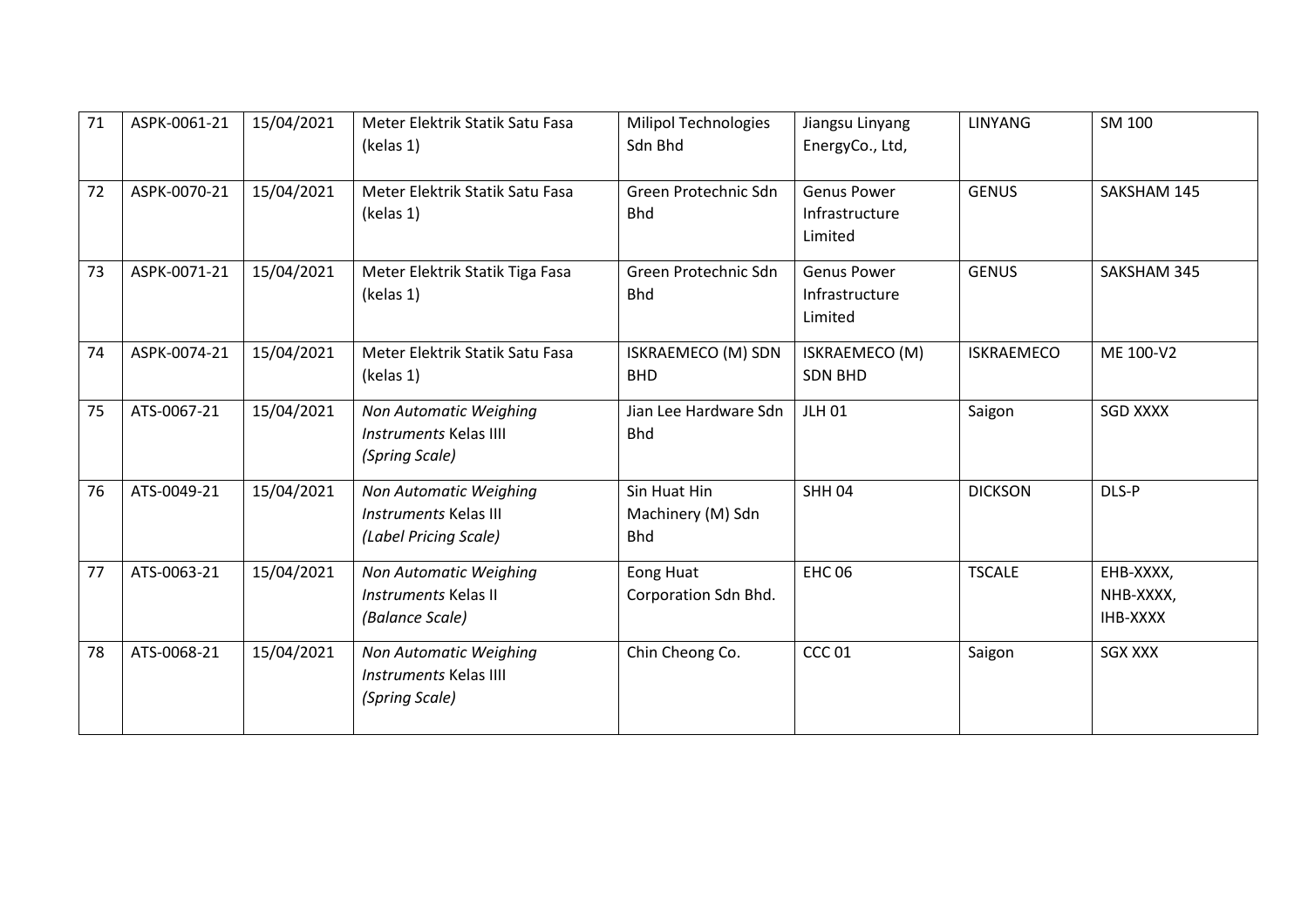| 71 | ASPK-0061-21 | 15/04/2021 | Meter Elektrik Statik Satu Fasa (kelas 1) | Milipol Technologies Sdn Bhd | Jiangsu Linyang EnergyCo., Ltd, | LINYANG | SM 100 |
|---|---|---|---|---|---|---|---|
| 72 | ASPK-0070-21 | 15/04/2021 | Meter Elektrik Statik Satu Fasa (kelas 1) | Green Protechnic Sdn Bhd | Genus Power Infrastructure Limited | GENUS | SAKSHAM 145 |
| 73 | ASPK-0071-21 | 15/04/2021 | Meter Elektrik Statik Tiga Fasa (kelas 1) | Green Protechnic Sdn Bhd | Genus Power Infrastructure Limited | GENUS | SAKSHAM 345 |
| 74 | ASPK-0074-21 | 15/04/2021 | Meter Elektrik Statik Satu Fasa (kelas 1) | ISKRAEMECO (M) SDN BHD | ISKRAEMECO (M) SDN BHD | ISKRAEMECO | ME 100-V2 |
| 75 | ATS-0067-21 | 15/04/2021 | *Non Automatic Weighing Instruments* Kelas IIII *(Spring Scale)* | Jian Lee Hardware Sdn Bhd | JLH 01 | Saigon | SGD XXXX |
| 76 | ATS-0049-21 | 15/04/2021 | *Non Automatic Weighing Instruments* Kelas III *(Label Pricing Scale)* | Sin Huat Hin Machinery (M) Sdn Bhd | SHH 04 | DICKSON | DLS-P |
| 77 | ATS-0063-21 | 15/04/2021 | *Non Automatic Weighing Instruments* Kelas II *(Balance Scale)* | Eong Huat Corporation Sdn Bhd. | EHC 06 | TSCALE | EHB-XXXX, NHB-XXXX, IHB-XXXX |
| 78 | ATS-0068-21 | 15/04/2021 | *Non Automatic Weighing Instruments* Kelas IIII *(Spring Scale)* | Chin Cheong Co. | CCC 01 | Saigon | SGX XXX |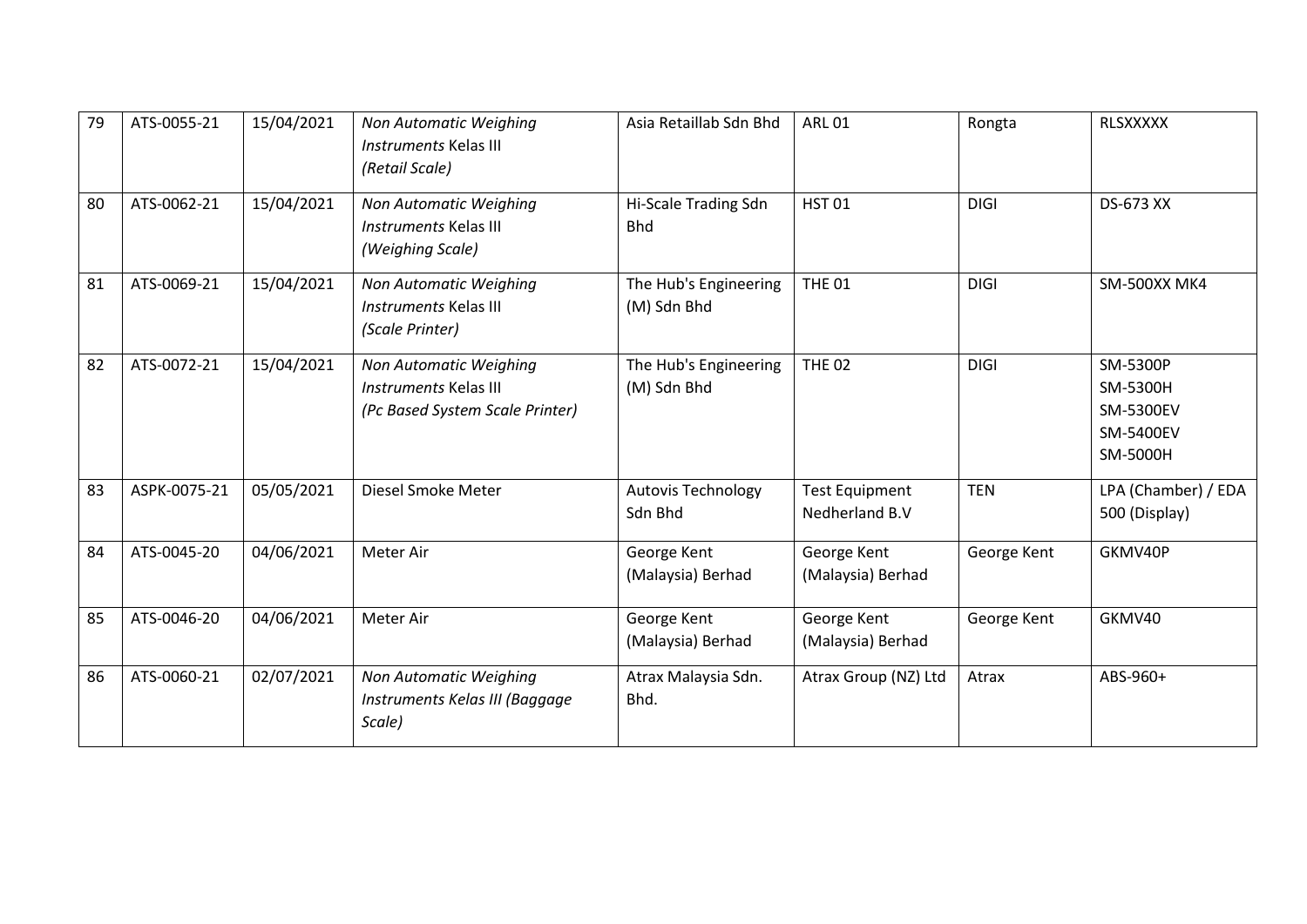| 79 | ATS-0055-21 | 15/04/2021 | *Non Automatic Weighing Instruments* Kelas III *(Retail Scale)* | Asia Retaillab Sdn Bhd | ARL 01 | Rongta | RLSXXXXX |
|---|---|---|---|---|---|---|---|
| 80 | ATS-0062-21 | 15/04/2021 | *Non Automatic Weighing Instruments* Kelas III *(Weighing Scale)* | Hi-Scale Trading Sdn Bhd | HST 01 | DIGI | DS-673 XX |
| 81 | ATS-0069-21 | 15/04/2021 | *Non Automatic Weighing Instruments* Kelas III *(Scale Printer)* | The Hub's Engineering (M) Sdn Bhd | THE 01 | DIGI | SM-500XX MK4 |
| 82 | ATS-0072-21 | 15/04/2021 | *Non Automatic Weighing Instruments* Kelas III *(Pc Based System Scale Printer)* | The Hub's Engineering (M) Sdn Bhd | THE 02 | DIGI | SM-5300P<br>SM-5300H<br>SM-5300EV<br>SM-5400EV<br>SM-5000H |
| 83 | ASPK-0075-21 | 05/05/2021 | Diesel Smoke Meter | Autovis Technology Sdn Bhd | Test Equipment Nedherland B.V | TEN | LPA (Chamber) / EDA 500 (Display) |
| 84 | ATS-0045-20 | 04/06/2021 | Meter Air | George Kent (Malaysia) Berhad | George Kent (Malaysia) Berhad | George Kent | GKMV40P |
| 85 | ATS-0046-20 | 04/06/2021 | Meter Air | George Kent (Malaysia) Berhad | George Kent (Malaysia) Berhad | George Kent | GKMV40 |
| 86 | ATS-0060-21 | 02/07/2021 | *Non Automatic Weighing Instruments Kelas III (Baggage Scale)* | Atrax Malaysia Sdn. Bhd. | Atrax Group (NZ) Ltd | Atrax | ABS-960+ |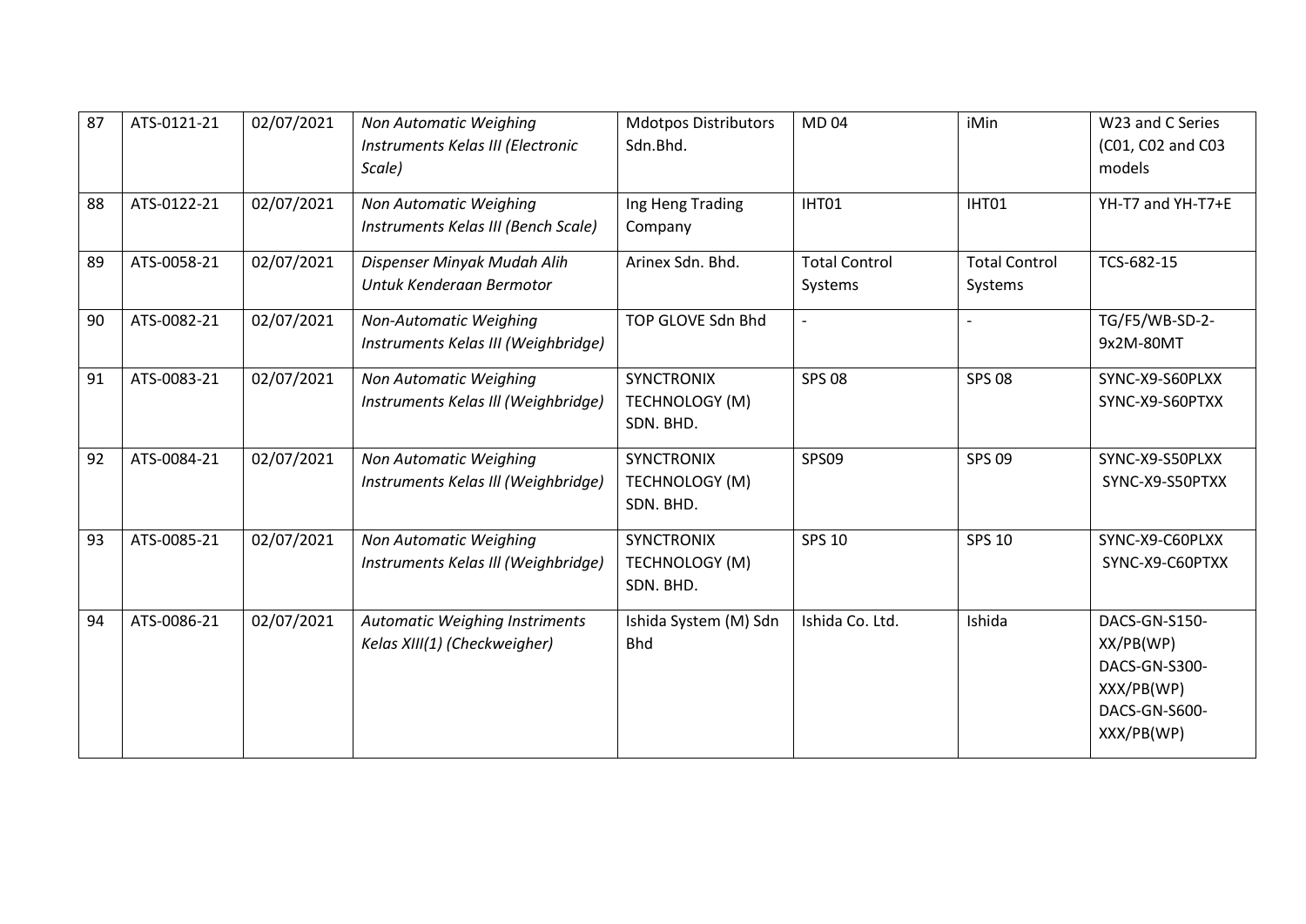| 87 | ATS-0121-21 | 02/07/2021 | *Non Automatic Weighing Instruments Kelas III (Electronic Scale)* | Mdotpos Distributors Sdn.Bhd. | MD 04 | iMin | W23 and C Series (C01, C02 and C03 models |
|---|---|---|---|---|---|---|---|
| 88 | ATS-0122-21 | 02/07/2021 | *Non Automatic Weighing Instruments Kelas III (Bench Scale)* | Ing Heng Trading Company | IHT01 | IHT01 | YH-T7 and YH-T7+E |
| 89 | ATS-0058-21 | 02/07/2021 | *Dispenser Minyak Mudah Alih Untuk Kenderaan Bermotor* | Arinex Sdn. Bhd. | Total Control Systems | Total Control Systems | TCS-682-15 |
| 90 | ATS-0082-21 | 02/07/2021 | *Non-Automatic Weighing Instruments Kelas III (Weighbridge)* | TOP GLOVE Sdn Bhd | - | - | TG/F5/WB-SD-2-9x2M-80MT |
| 91 | ATS-0083-21 | 02/07/2021 | *Non Automatic Weighing Instruments Kelas III (Weighbridge)* | SYNCTRONIX TECHNOLOGY (M) SDN. BHD. | SPS 08 | SPS 08 | SYNC-X9-S60PLXX SYNC-X9-S60PTXX |
| 92 | ATS-0084-21 | 02/07/2021 | *Non Automatic Weighing Instruments Kelas III (Weighbridge)* | SYNCTRONIX TECHNOLOGY (M) SDN. BHD. | SPS09 | SPS 09 | SYNC-X9-S50PLXX SYNC-X9-S50PTXX |
| 93 | ATS-0085-21 | 02/07/2021 | *Non Automatic Weighing Instruments Kelas III (Weighbridge)* | SYNCTRONIX TECHNOLOGY (M) SDN. BHD. | SPS 10 | SPS 10 | SYNC-X9-C60PLXX SYNC-X9-C60PTXX |
| 94 | ATS-0086-21 | 02/07/2021 | *Automatic Weighing Instriments Kelas XIII(1) (Checkweigher)* | Ishida System (M) Sdn Bhd | Ishida Co. Ltd. | Ishida | DACS-GN-S150-XX/PB(WP) DACS-GN-S300-XXX/PB(WP) DACS-GN-S600-XXX/PB(WP) |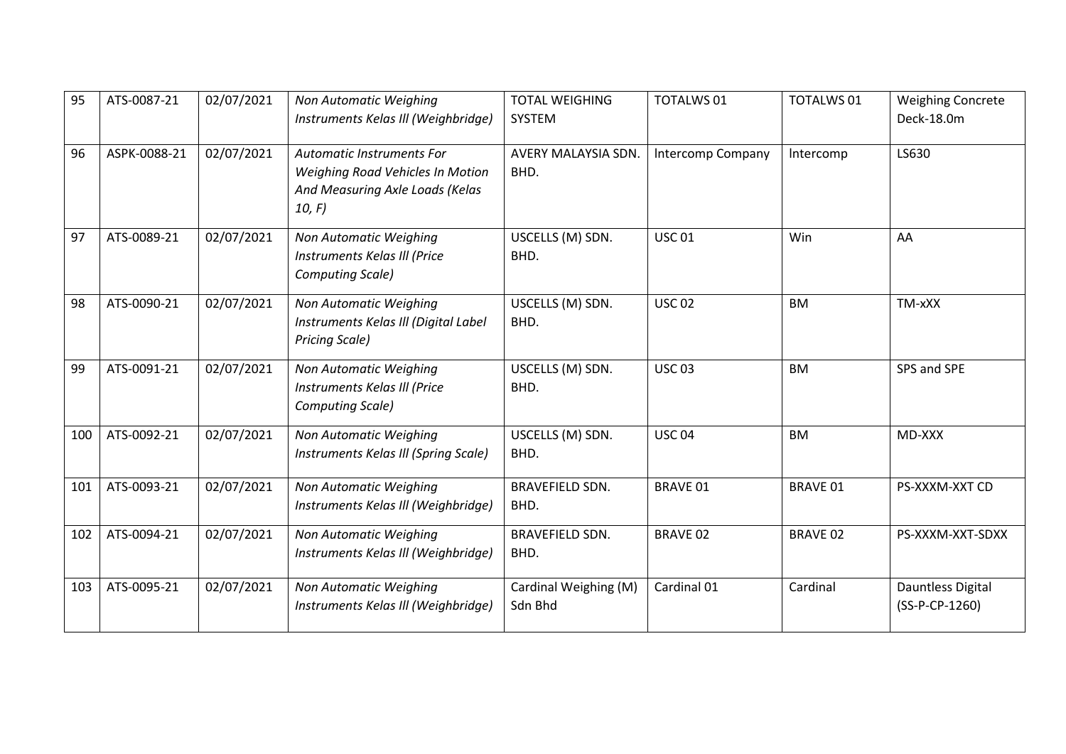| 95 | ATS-0087-21 | 02/07/2021 | *Non Automatic Weighing Instruments Kelas III (Weighbridge)* | TOTAL WEIGHING SYSTEM | TOTALWS 01 | TOTALWS 01 | Weighing Concrete Deck-18.0m |
|---|---|---|---|---|---|---|---|
| 96 | ASPK-0088-21 | 02/07/2021 | *Automatic Instruments For Weighing Road Vehicles In Motion And Measuring Axle Loads (Kelas 10, F)* | AVERY MALAYSIA SDN. BHD. | Intercomp Company | Intercomp | LS630 |
| 97 | ATS-0089-21 | 02/07/2021 | *Non Automatic Weighing Instruments Kelas III (Price Computing Scale)* | USCELLS (M) SDN. BHD. | USC 01 | Win | AA |
| 98 | ATS-0090-21 | 02/07/2021 | *Non Automatic Weighing Instruments Kelas III (Digital Label Pricing Scale)* | USCELLS (M) SDN. BHD. | USC 02 | BM | TM-xXX |
| 99 | ATS-0091-21 | 02/07/2021 | *Non Automatic Weighing Instruments Kelas III (Price Computing Scale)* | USCELLS (M) SDN. BHD. | USC 03 | BM | SPS and SPE |
| 100 | ATS-0092-21 | 02/07/2021 | *Non Automatic Weighing Instruments Kelas III (Spring Scale)* | USCELLS (M) SDN. BHD. | USC 04 | BM | MD-XXX |
| 101 | ATS-0093-21 | 02/07/2021 | *Non Automatic Weighing Instruments Kelas III (Weighbridge)* | BRAVEFIELD SDN. BHD. | BRAVE 01 | BRAVE 01 | PS-XXXM-XXT CD |
| 102 | ATS-0094-21 | 02/07/2021 | *Non Automatic Weighing Instruments Kelas III (Weighbridge)* | BRAVEFIELD SDN. BHD. | BRAVE 02 | BRAVE 02 | PS-XXXM-XXT-SDXX |
| 103 | ATS-0095-21 | 02/07/2021 | *Non Automatic Weighing Instruments Kelas III (Weighbridge)* | Cardinal Weighing (M) Sdn Bhd | Cardinal 01 | Cardinal | Dauntless Digital (SS-P-CP-1260) |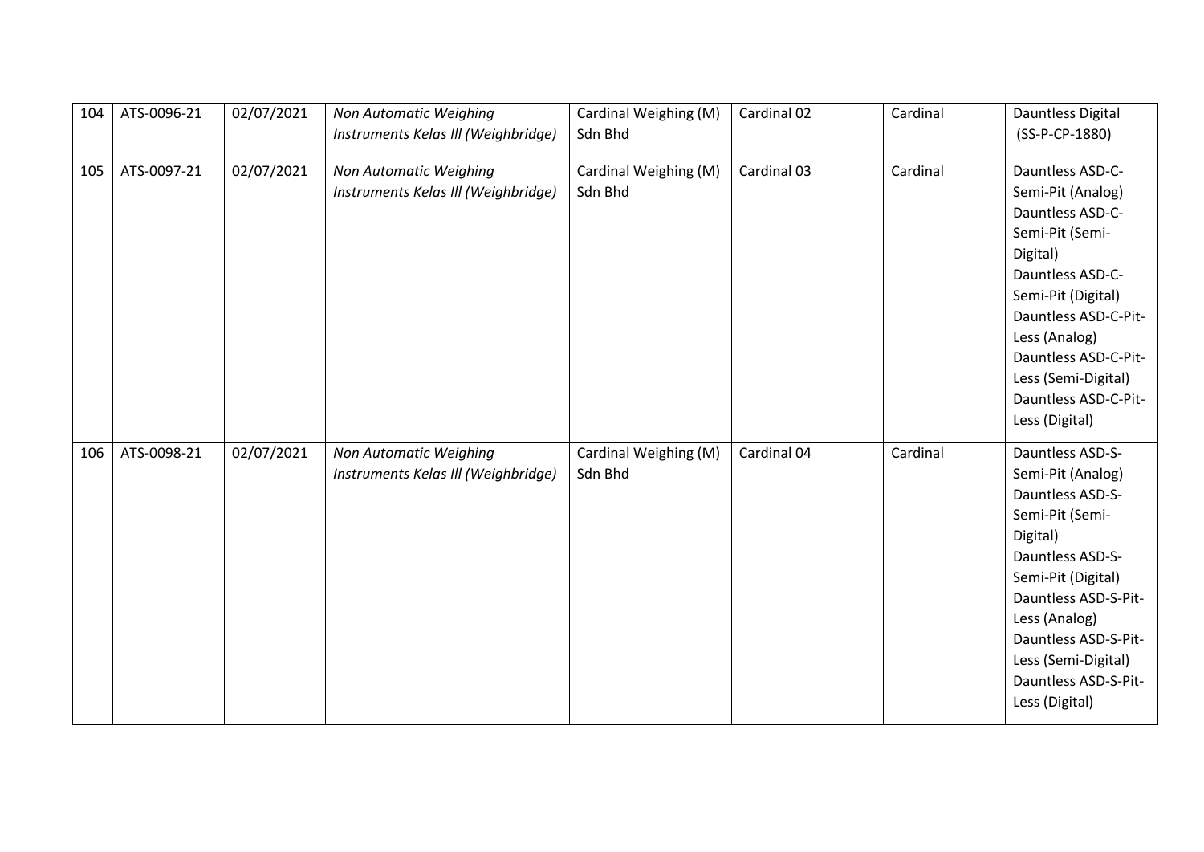| 104 | ATS-0096-21 | 02/07/2021 | *Non Automatic Weighing Instruments Kelas III (Weighbridge)* | Cardinal Weighing (M) Sdn Bhd | Cardinal 02 | Cardinal | Dauntless Digital (SS-P-CP-1880) |
|---|---|---|---|---|---|---|---|
| 105 | ATS-0097-21 | 02/07/2021 | *Non Automatic Weighing Instruments Kelas III (Weighbridge)* | Cardinal Weighing (M) Sdn Bhd | Cardinal 03 | Cardinal | Dauntless ASD-C-Semi-Pit (Analog)<br>Dauntless ASD-C-Semi-Pit (Semi-Digital)<br>Dauntless ASD-C-Semi-Pit (Digital)<br>Dauntless ASD-C-Pit-Less (Analog)<br>Dauntless ASD-C-Pit-Less (Semi-Digital)<br>Dauntless ASD-C-Pit-Less (Digital) |
| 106 | ATS-0098-21 | 02/07/2021 | *Non Automatic Weighing Instruments Kelas III (Weighbridge)* | Cardinal Weighing (M) Sdn Bhd | Cardinal 04 | Cardinal | Dauntless ASD-S-Semi-Pit (Analog)<br>Dauntless ASD-S-Semi-Pit (Semi-Digital)<br>Dauntless ASD-S-Semi-Pit (Digital)<br>Dauntless ASD-S-Pit-Less (Analog)<br>Dauntless ASD-S-Pit-Less (Semi-Digital)<br>Dauntless ASD-S-Pit-Less (Digital) |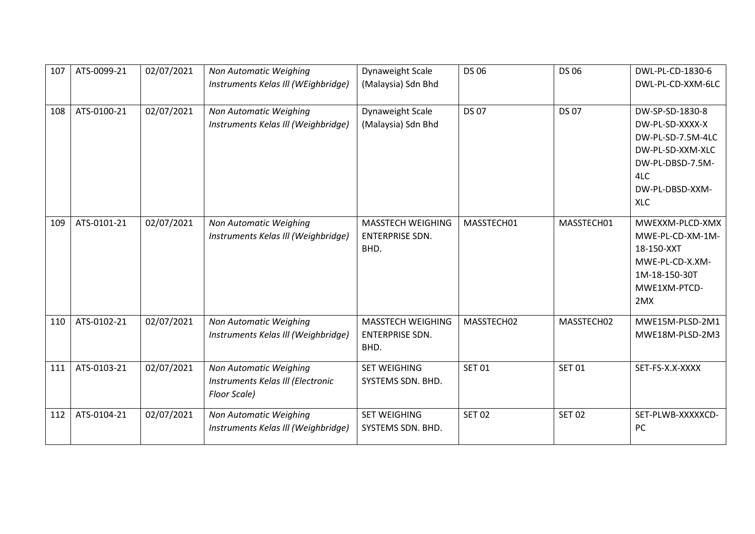| 107 | ATS-0099-21 | 02/07/2021 | *Non Automatic Weighing Instruments Kelas III (WEighbridge)* | Dynaweight Scale (Malaysia) Sdn Bhd | DS 06 | DS 06 | DWL-PL-CD-1830-6<br>DWL-PL-CD-XXM-6LC |
|---|---|---|---|---|---|---|---|
| 108 | ATS-0100-21 | 02/07/2021 | *Non Automatic Weighing Instruments Kelas III (Weighbridge)* | Dynaweight Scale (Malaysia) Sdn Bhd | DS 07 | DS 07 | DW-SP-SD-1830-8<br>DW-PL-SD-XXXX-X<br>DW-PL-SD-7.5M-4LC<br>DW-PL-SD-XXM-XLC<br>DW-PL-DBSD-7.5M-4LC<br>DW-PL-DBSD-XXM-XLC |
| 109 | ATS-0101-21 | 02/07/2021 | *Non Automatic Weighing Instruments Kelas III (Weighbridge)* | MASSTECH WEIGHING ENTERPRISE SDN. BHD. | MASSTECH01 | MASSTECH01 | MWEXXM-PLCD-XMX<br>MWE-PL-CD-XM-1M-18-150-XXT<br>MWE-PL-CD-X.XM-1M-18-150-30T<br>MWE1XM-PTCD-2MX |
| 110 | ATS-0102-21 | 02/07/2021 | *Non Automatic Weighing Instruments Kelas III (Weighbridge)* | MASSTECH WEIGHING ENTERPRISE SDN. BHD. | MASSTECH02 | MASSTECH02 | MWE15M-PLSD-2M1<br>MWE18M-PLSD-2M3 |
| 111 | ATS-0103-21 | 02/07/2021 | *Non Automatic Weighing Instruments Kelas III (Electronic Floor Scale)* | SET WEIGHING SYSTEMS SDN. BHD. | SET 01 | SET 01 | SET-FS-X.X-XXXX |
| 112 | ATS-0104-21 | 02/07/2021 | *Non Automatic Weighing Instruments Kelas III (Weighbridge)* | SET WEIGHING SYSTEMS SDN. BHD. | SET 02 | SET 02 | SET-PLWB-XXXXXCD-PC |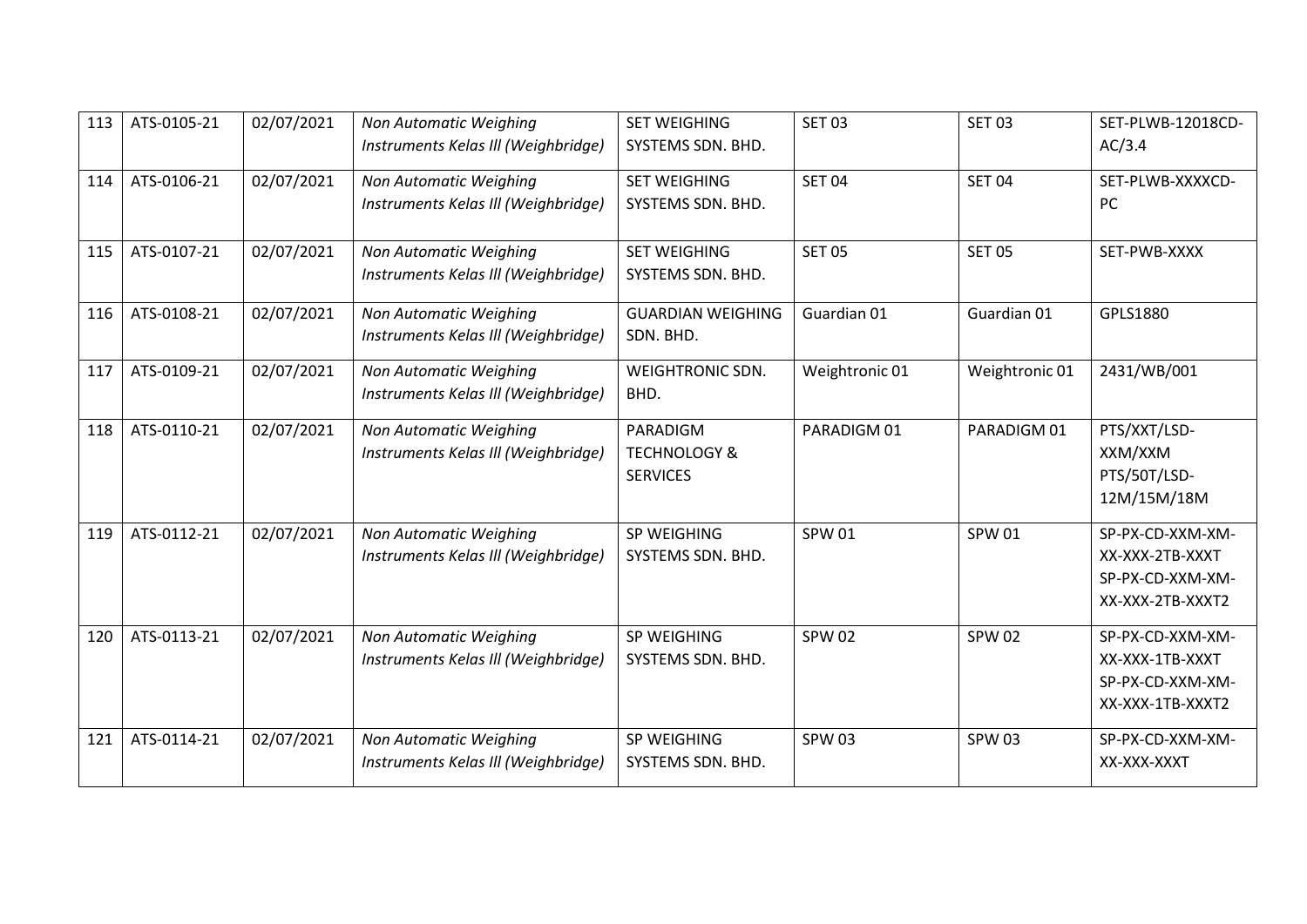| 113 | ATS-0105-21 | 02/07/2021 | *Non Automatic Weighing Instruments Kelas III (Weighbridge)* | SET WEIGHING SYSTEMS SDN. BHD. | SET 03 | SET 03 | SET-PLWB-12018CD-AC/3.4 |
|---|---|---|---|---|---|---|---|
| 114 | ATS-0106-21 | 02/07/2021 | *Non Automatic Weighing Instruments Kelas III (Weighbridge)* | SET WEIGHING SYSTEMS SDN. BHD. | SET 04 | SET 04 | SET-PLWB-XXXXCD-PC |
| 115 | ATS-0107-21 | 02/07/2021 | *Non Automatic Weighing Instruments Kelas III (Weighbridge)* | SET WEIGHING SYSTEMS SDN. BHD. | SET 05 | SET 05 | SET-PWB-XXXX |
| 116 | ATS-0108-21 | 02/07/2021 | *Non Automatic Weighing Instruments Kelas III (Weighbridge)* | GUARDIAN WEIGHING SDN. BHD. | Guardian 01 | Guardian 01 | GPLS1880 |
| 117 | ATS-0109-21 | 02/07/2021 | *Non Automatic Weighing Instruments Kelas III (Weighbridge)* | WEIGHTRONIC SDN. BHD. | Weightronic 01 | Weightronic 01 | 2431/WB/001 |
| 118 | ATS-0110-21 | 02/07/2021 | *Non Automatic Weighing Instruments Kelas III (Weighbridge)* | PARADIGM TECHNOLOGY & SERVICES | PARADIGM 01 | PARADIGM 01 | PTS/XXT/LSD-XXM/XXM PTS/50T/LSD-12M/15M/18M |
| 119 | ATS-0112-21 | 02/07/2021 | *Non Automatic Weighing Instruments Kelas III (Weighbridge)* | SP WEIGHING SYSTEMS SDN. BHD. | SPW 01 | SPW 01 | SP-PX-CD-XXM-XM-XX-XXX-2TB-XXXT SP-PX-CD-XXM-XM-XX-XXX-2TB-XXXT2 |
| 120 | ATS-0113-21 | 02/07/2021 | *Non Automatic Weighing Instruments Kelas III (Weighbridge)* | SP WEIGHING SYSTEMS SDN. BHD. | SPW 02 | SPW 02 | SP-PX-CD-XXM-XM-XX-XXX-1TB-XXXT SP-PX-CD-XXM-XM-XX-XXX-1TB-XXXT2 |
| 121 | ATS-0114-21 | 02/07/2021 | *Non Automatic Weighing Instruments Kelas III (Weighbridge)* | SP WEIGHING SYSTEMS SDN. BHD. | SPW 03 | SPW 03 | SP-PX-CD-XXM-XM-XX-XXX-XXXT |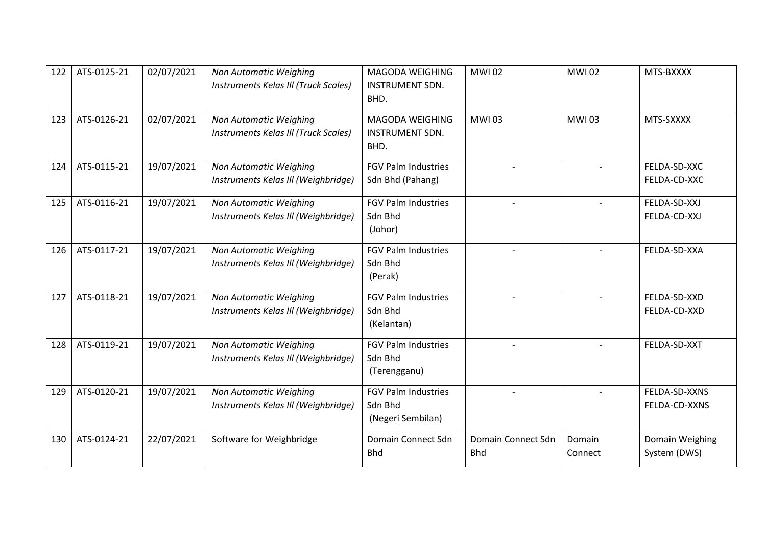| 122 | ATS-0125-21 | 02/07/2021 | *Non Automatic Weighing Instruments Kelas III (Truck Scales)* | MAGODA WEIGHING INSTRUMENT SDN. BHD. | MWI 02 | MWI 02 | MTS-BXXXX |
|---|---|---|---|---|---|---|---|
| 123 | ATS-0126-21 | 02/07/2021 | *Non Automatic Weighing Instruments Kelas III (Truck Scales)* | MAGODA WEIGHING INSTRUMENT SDN. BHD. | MWI 03 | MWI 03 | MTS-SXXXX |
| 124 | ATS-0115-21 | 19/07/2021 | *Non Automatic Weighing Instruments Kelas III (Weighbridge)* | FGV Palm Industries Sdn Bhd (Pahang) | - | - | FELDA-SD-XXC FELDA-CD-XXC |
| 125 | ATS-0116-21 | 19/07/2021 | *Non Automatic Weighing Instruments Kelas III (Weighbridge)* | FGV Palm Industries Sdn Bhd (Johor) | - | - | FELDA-SD-XXJ FELDA-CD-XXJ |
| 126 | ATS-0117-21 | 19/07/2021 | *Non Automatic Weighing Instruments Kelas III (Weighbridge)* | FGV Palm Industries Sdn Bhd (Perak) | - | - | FELDA-SD-XXA |
| 127 | ATS-0118-21 | 19/07/2021 | *Non Automatic Weighing Instruments Kelas III (Weighbridge)* | FGV Palm Industries Sdn Bhd (Kelantan) | - | - | FELDA-SD-XXD FELDA-CD-XXD |
| 128 | ATS-0119-21 | 19/07/2021 | *Non Automatic Weighing Instruments Kelas III (Weighbridge)* | FGV Palm Industries Sdn Bhd (Terengganu) | - | - | FELDA-SD-XXT |
| 129 | ATS-0120-21 | 19/07/2021 | *Non Automatic Weighing Instruments Kelas III (Weighbridge)* | FGV Palm Industries Sdn Bhd (Negeri Sembilan) | - | - | FELDA-SD-XXNS FELDA-CD-XXNS |
| 130 | ATS-0124-21 | 22/07/2021 | Software for Weighbridge | Domain Connect Sdn Bhd | Domain Connect Sdn Bhd | Domain Connect | Domain Weighing System (DWS) |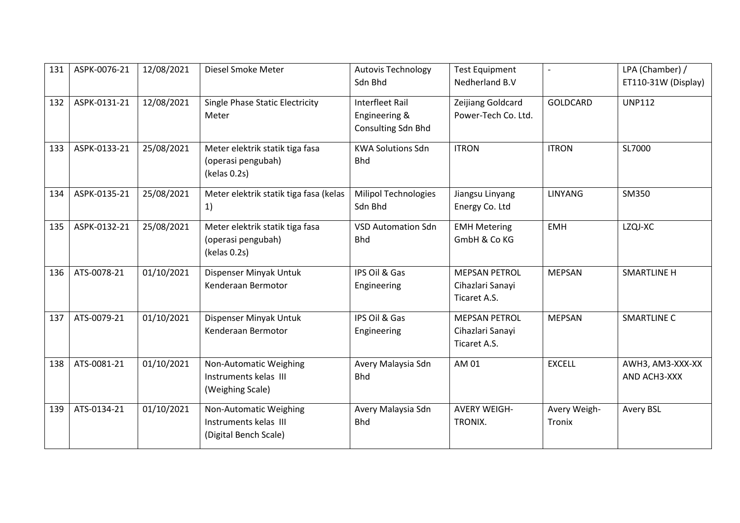| 131 | ASPK-0076-21 | 12/08/2021 | Diesel Smoke Meter | Autovis Technology Sdn Bhd | Test Equipment Nedherland B.V | - | LPA (Chamber) / ET110-31W (Display) |
|---|---|---|---|---|---|---|---|
| 132 | ASPK-0131-21 | 12/08/2021 | Single Phase Static Electricity Meter | Interfleet Rail Engineering & Consulting Sdn Bhd | Zeijiang Goldcard Power-Tech Co. Ltd. | GOLDCARD | UNP112 |
| 133 | ASPK-0133-21 | 25/08/2021 | Meter elektrik statik tiga fasa (operasi pengubah) (kelas 0.2s) | KWA Solutions Sdn Bhd | ITRON | ITRON | SL7000 |
| 134 | ASPK-0135-21 | 25/08/2021 | Meter elektrik statik tiga fasa (kelas 1) | Milipol Technologies Sdn Bhd | Jiangsu Linyang Energy Co. Ltd | LINYANG | SM350 |
| 135 | ASPK-0132-21 | 25/08/2021 | Meter elektrik statik tiga fasa (operasi pengubah) (kelas 0.2s) | VSD Automation Sdn Bhd | EMH Metering GmbH & Co KG | EMH | LZQJ-XC |
| 136 | ATS-0078-21 | 01/10/2021 | Dispenser Minyak Untuk Kenderaan Bermotor | IPS Oil & Gas Engineering | MEPSAN PETROL Cihazlari Sanayi Ticaret A.S. | MEPSAN | SMARTLINE H |
| 137 | ATS-0079-21 | 01/10/2021 | Dispenser Minyak Untuk Kenderaan Bermotor | IPS Oil & Gas Engineering | MEPSAN PETROL Cihazlari Sanayi Ticaret A.S. | MEPSAN | SMARTLINE C |
| 138 | ATS-0081-21 | 01/10/2021 | Non-Automatic Weighing Instruments kelas III (Weighing Scale) | Avery Malaysia Sdn Bhd | AM 01 | EXCELL | AWH3, AM3-XXX-XX AND ACH3-XXX |
| 139 | ATS-0134-21 | 01/10/2021 | Non-Automatic Weighing Instruments kelas III (Digital Bench Scale) | Avery Malaysia Sdn Bhd | AVERY WEIGH-TRONIX. | Avery Weigh-Tronix | Avery BSL |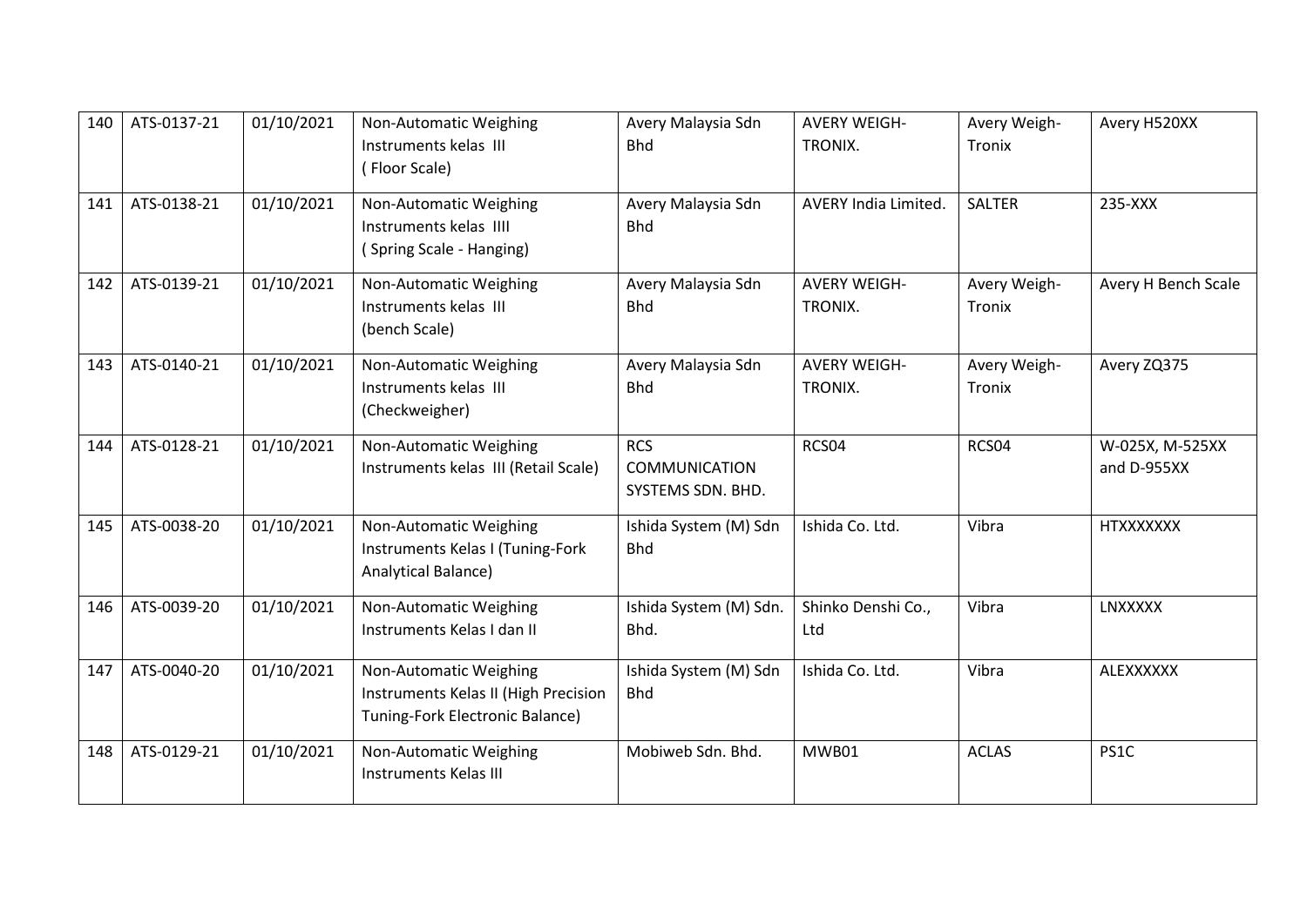| 140 | ATS-0137-21 | 01/10/2021 | Non-Automatic Weighing Instruments kelas III ( Floor Scale) | Avery Malaysia Sdn Bhd | AVERY WEIGH-TRONIX. | Avery Weigh-Tronix | Avery H520XX |
|---|---|---|---|---|---|---|---|
| 141 | ATS-0138-21 | 01/10/2021 | Non-Automatic Weighing Instruments kelas IIII ( Spring Scale - Hanging) | Avery Malaysia Sdn Bhd | AVERY India Limited. | SALTER | 235-XXX |
| 142 | ATS-0139-21 | 01/10/2021 | Non-Automatic Weighing Instruments kelas III (bench Scale) | Avery Malaysia Sdn Bhd | AVERY WEIGH-TRONIX. | Avery Weigh-Tronix | Avery H Bench Scale |
| 143 | ATS-0140-21 | 01/10/2021 | Non-Automatic Weighing Instruments kelas III (Checkweigher) | Avery Malaysia Sdn Bhd | AVERY WEIGH-TRONIX. | Avery Weigh-Tronix | Avery ZQ375 |
| 144 | ATS-0128-21 | 01/10/2021 | Non-Automatic Weighing Instruments kelas III (Retail Scale) | RCS COMMUNICATION SYSTEMS SDN. BHD. | RCS04 | RCS04 | W-025X, M-525XX and D-955XX |
| 145 | ATS-0038-20 | 01/10/2021 | Non-Automatic Weighing Instruments Kelas I (Tuning-Fork Analytical Balance) | Ishida System (M) Sdn Bhd | Ishida Co. Ltd. | Vibra | HTXXXXXXX |
| 146 | ATS-0039-20 | 01/10/2021 | Non-Automatic Weighing Instruments Kelas I dan II | Ishida System (M) Sdn. Bhd. | Shinko Denshi Co., Ltd | Vibra | LNXXXXX |
| 147 | ATS-0040-20 | 01/10/2021 | Non-Automatic Weighing Instruments Kelas II (High Precision Tuning-Fork Electronic Balance) | Ishida System (M) Sdn Bhd | Ishida Co. Ltd. | Vibra | ALEXXXXXX |
| 148 | ATS-0129-21 | 01/10/2021 | Non-Automatic Weighing Instruments Kelas III | Mobiweb Sdn. Bhd. | MWB01 | ACLAS | PS1C |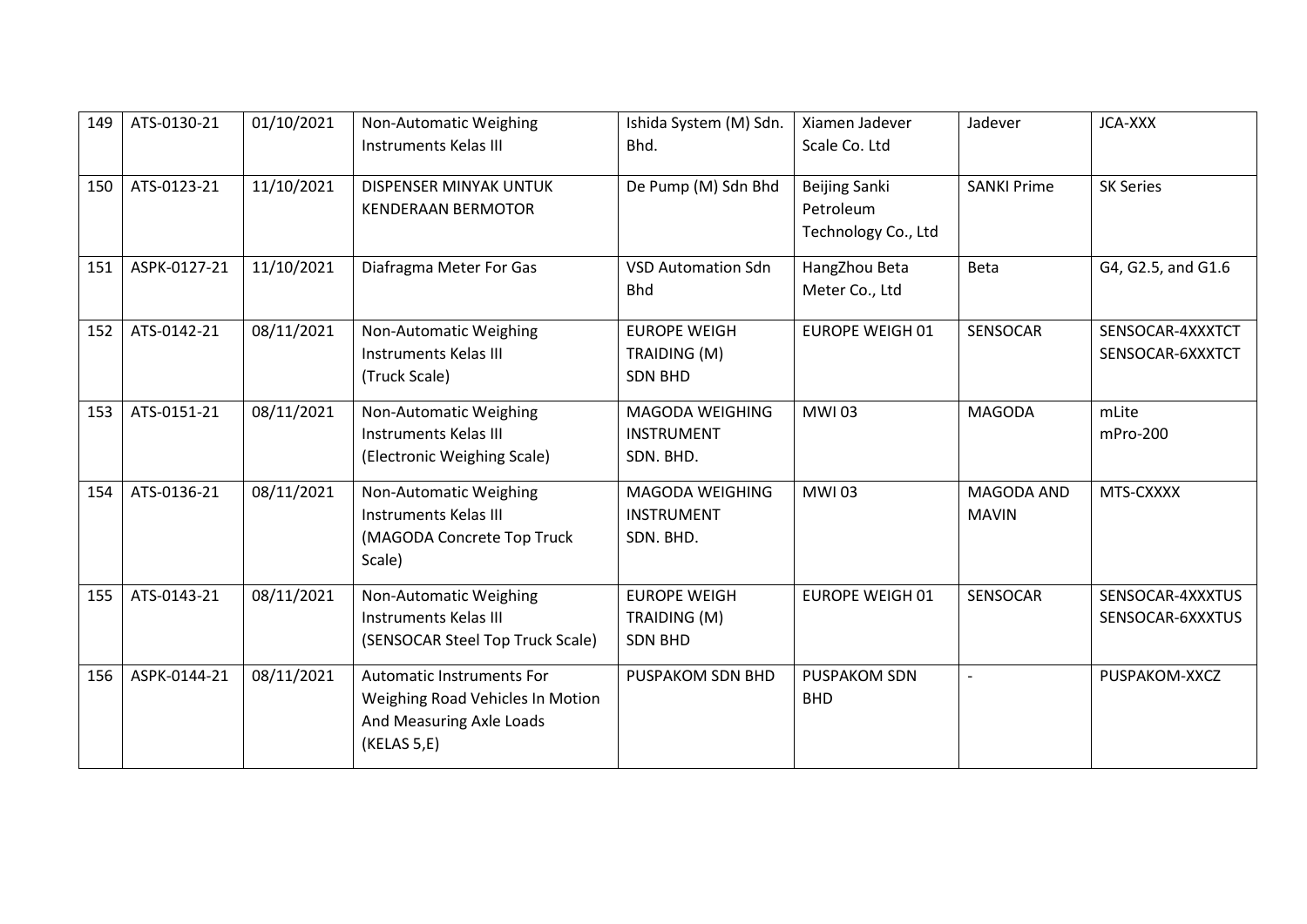| 149 | ATS-0130-21 | 01/10/2021 | Non-Automatic Weighing Instruments Kelas III | Ishida System (M) Sdn. Bhd. | Xiamen Jadever Scale Co. Ltd | Jadever | JCA-XXX |
|---|---|---|---|---|---|---|---|
| 150 | ATS-0123-21 | 11/10/2021 | DISPENSER MINYAK UNTUK KENDERAAN BERMOTOR | De Pump (M) Sdn Bhd | Beijing Sanki Petroleum Technology Co., Ltd | SANKI Prime | SK Series |
| 151 | ASPK-0127-21 | 11/10/2021 | Diafragma Meter For Gas | VSD Automation Sdn Bhd | HangZhou Beta Meter Co., Ltd | Beta | G4, G2.5, and G1.6 |
| 152 | ATS-0142-21 | 08/11/2021 | Non-Automatic Weighing Instruments Kelas III (Truck Scale) | EUROPE WEIGH TRAIDING (M) SDN BHD | EUROPE WEIGH 01 | SENSOCAR | SENSOCAR-4XXXTCT SENSOCAR-6XXXTCT |
| 153 | ATS-0151-21 | 08/11/2021 | Non-Automatic Weighing Instruments Kelas III (Electronic Weighing Scale) | MAGODA WEIGHING INSTRUMENT SDN. BHD. | MWI 03 | MAGODA | mLite mPro-200 |
| 154 | ATS-0136-21 | 08/11/2021 | Non-Automatic Weighing Instruments Kelas III (MAGODA Concrete Top Truck Scale) | MAGODA WEIGHING INSTRUMENT SDN. BHD. | MWI 03 | MAGODA AND MAVIN | MTS-CXXXX |
| 155 | ATS-0143-21 | 08/11/2021 | Non-Automatic Weighing Instruments Kelas III (SENSOCAR Steel Top Truck Scale) | EUROPE WEIGH TRAIDING (M) SDN BHD | EUROPE WEIGH 01 | SENSOCAR | SENSOCAR-4XXXTUS SENSOCAR-6XXXTUS |
| 156 | ASPK-0144-21 | 08/11/2021 | Automatic Instruments For Weighing Road Vehicles In Motion And Measuring Axle Loads (KELAS 5,E) | PUSPAKOM SDN BHD | PUSPAKOM SDN BHD | - | PUSPAKOM-XXCZ |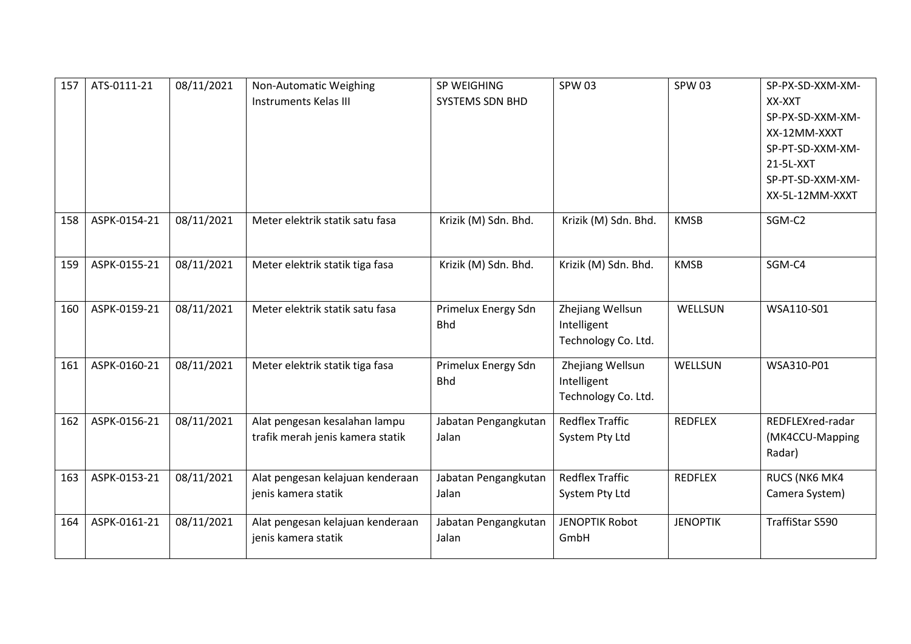| | | | | | | | |
|---|---|---|---|---|---|---|---|
| 157 | ATS-0111-21 | 08/11/2021 | Non-Automatic Weighing Instruments Kelas III | SP WEIGHING SYSTEMS SDN BHD | SPW 03 | SPW 03 | SP-PX-SD-XXM-XM-XX-XXT SP-PX-SD-XXM-XM-XX-12MM-XXXT SP-PT-SD-XXM-XM-21-5L-XXT SP-PT-SD-XXM-XM-XX-5L-12MM-XXXT |
| 158 | ASPK-0154-21 | 08/11/2021 | Meter elektrik statik satu fasa | Krizik (M) Sdn. Bhd. | Krizik (M) Sdn. Bhd. | KMSB | SGM-C2 |
| 159 | ASPK-0155-21 | 08/11/2021 | Meter elektrik statik tiga fasa | Krizik (M) Sdn. Bhd. | Krizik (M) Sdn. Bhd. | KMSB | SGM-C4 |
| 160 | ASPK-0159-21 | 08/11/2021 | Meter elektrik statik satu fasa | Primelux Energy Sdn Bhd | Zhejiang Wellsun Intelligent Technology Co. Ltd. | WELLSUN | WSA110-S01 |
| 161 | ASPK-0160-21 | 08/11/2021 | Meter elektrik statik tiga fasa | Primelux Energy Sdn Bhd | Zhejiang Wellsun Intelligent Technology Co. Ltd. | WELLSUN | WSA310-P01 |
| 162 | ASPK-0156-21 | 08/11/2021 | Alat pengesan kesalahan lampu trafik merah jenis kamera statik | Jabatan Pengangkutan Jalan | Redflex Traffic System Pty Ltd | REDFLEX | REDFLEXred-radar (MK4CCU-Mapping Radar) |
| 163 | ASPK-0153-21 | 08/11/2021 | Alat pengesan kelajuan kenderaan jenis kamera statik | Jabatan Pengangkutan Jalan | Redflex Traffic System Pty Ltd | REDFLEX | RUCS (NK6 MK4 Camera System) |
| 164 | ASPK-0161-21 | 08/11/2021 | Alat pengesan kelajuan kenderaan jenis kamera statik | Jabatan Pengangkutan Jalan | JENOPTIK Robot GmbH | JENOPTIK | TraffiStar S590 |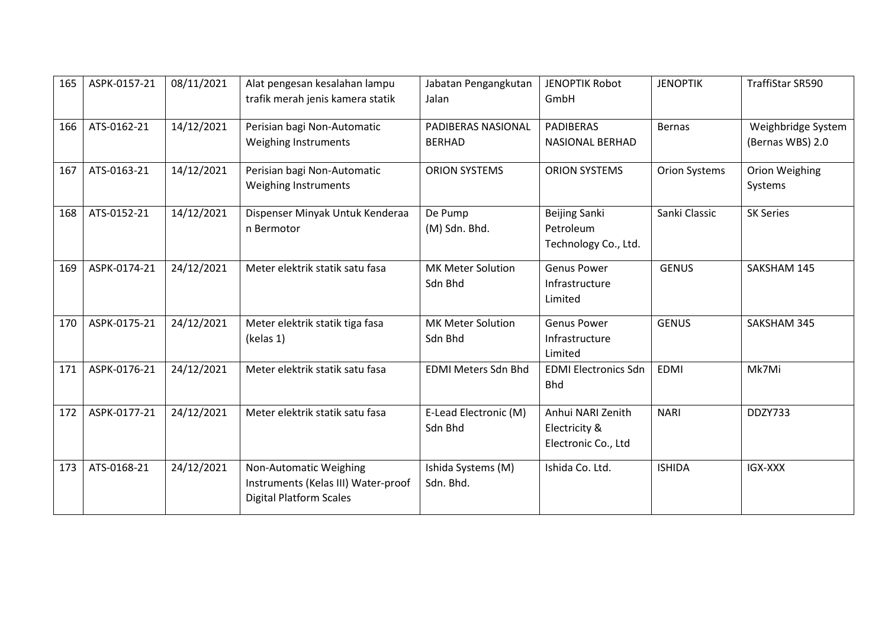| 165 | ASPK-0157-21 | 08/11/2021 | Alat pengesan kesalahan lampu trafik merah jenis kamera statik | Jabatan Pengangkutan Jalan | JENOPTIK Robot GmbH | JENOPTIK | TraffiStar SR590 |
|---|---|---|---|---|---|---|---|
| 166 | ATS-0162-21 | 14/12/2021 | Perisian bagi Non-Automatic Weighing Instruments | PADIBERAS NASIONAL BERHAD | PADIBERAS NASIONAL BERHAD | Bernas | Weighbridge System (Bernas WBS) 2.0 |
| 167 | ATS-0163-21 | 14/12/2021 | Perisian bagi Non-Automatic Weighing Instruments | ORION SYSTEMS | ORION SYSTEMS | Orion Systems | Orion Weighing Systems |
| 168 | ATS-0152-21 | 14/12/2021 | Dispenser Minyak Untuk Kenderaa n Bermotor | De Pump (M) Sdn. Bhd. | Beijing Sanki Petroleum Technology Co., Ltd. | Sanki Classic | SK Series |
| 169 | ASPK-0174-21 | 24/12/2021 | Meter elektrik statik satu fasa | MK Meter Solution Sdn Bhd | Genus Power Infrastructure Limited | GENUS | SAKSHAM 145 |
| 170 | ASPK-0175-21 | 24/12/2021 | Meter elektrik statik tiga fasa (kelas 1) | MK Meter Solution Sdn Bhd | Genus Power Infrastructure Limited | GENUS | SAKSHAM 345 |
| 171 | ASPK-0176-21 | 24/12/2021 | Meter elektrik statik satu fasa | EDMI Meters Sdn Bhd | EDMI Electronics Sdn Bhd | EDMI | Mk7Mi |
| 172 | ASPK-0177-21 | 24/12/2021 | Meter elektrik statik satu fasa | E-Lead Electronic (M) Sdn Bhd | Anhui NARI Zenith Electricity & Electronic Co., Ltd | NARI | DDZY733 |
| 173 | ATS-0168-21 | 24/12/2021 | Non-Automatic Weighing Instruments (Kelas III) Water-proof Digital Platform Scales | Ishida Systems (M) Sdn. Bhd. | Ishida Co. Ltd. | ISHIDA | IGX-XXX |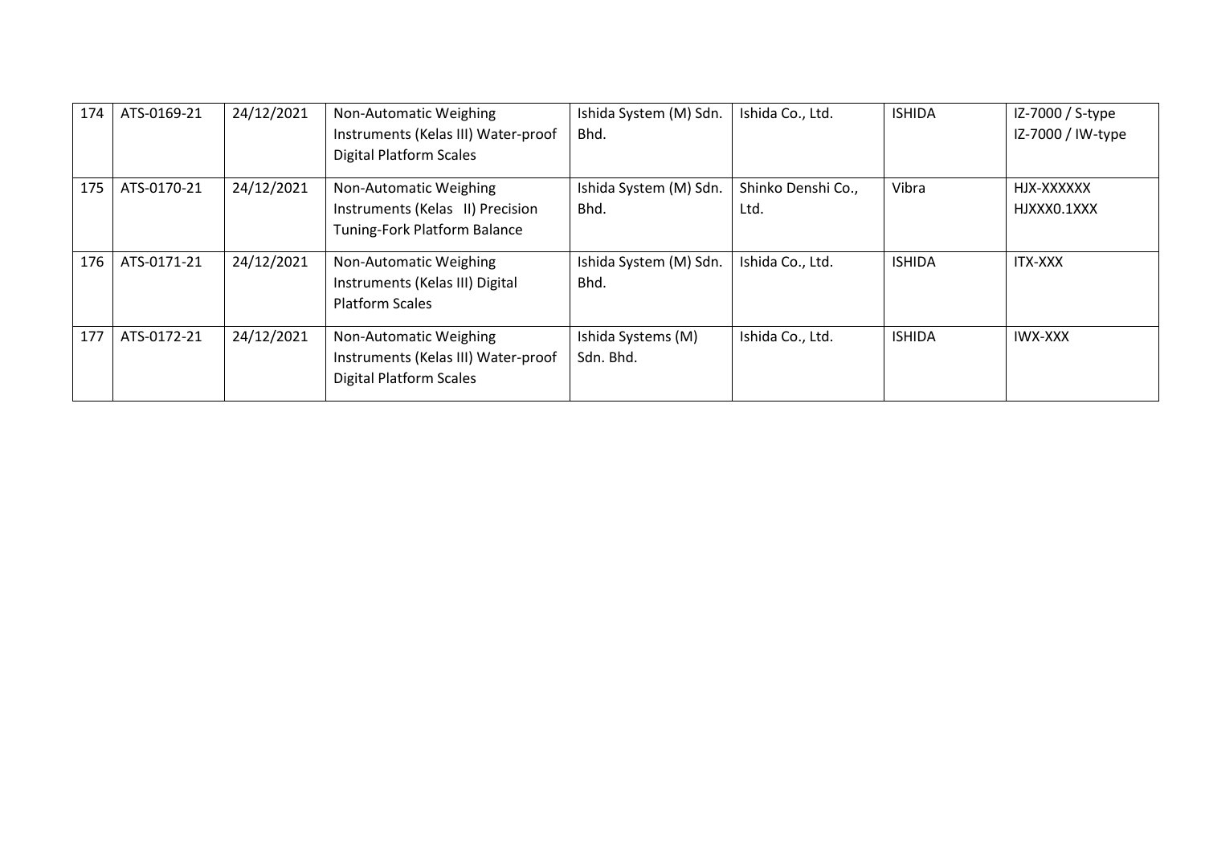| | | | | | | | |
|---|---|---|---|---|---|---|---|
| 174 | ATS-0169-21 | 24/12/2021 | Non-Automatic Weighing Instruments (Kelas III) Water-proof Digital Platform Scales | Ishida System (M) Sdn. Bhd. | Ishida Co., Ltd. | ISHIDA | IZ-7000 / S-type<br>IZ-7000 / IW-type |
| 175 | ATS-0170-21 | 24/12/2021 | Non-Automatic Weighing Instruments (Kelas II) Precision Tuning-Fork Platform Balance | Ishida System (M) Sdn. Bhd. | Shinko Denshi Co., Ltd. | Vibra | HJX-XXXXXX<br>HJXXX0.1XXX |
| 176 | ATS-0171-21 | 24/12/2021 | Non-Automatic Weighing Instruments (Kelas III) Digital Platform Scales | Ishida System (M) Sdn. Bhd. | Ishida Co., Ltd. | ISHIDA | ITX-XXX |
| 177 | ATS-0172-21 | 24/12/2021 | Non-Automatic Weighing Instruments (Kelas III) Water-proof Digital Platform Scales | Ishida Systems (M) Sdn. Bhd. | Ishida Co., Ltd. | ISHIDA | IWX-XXX |